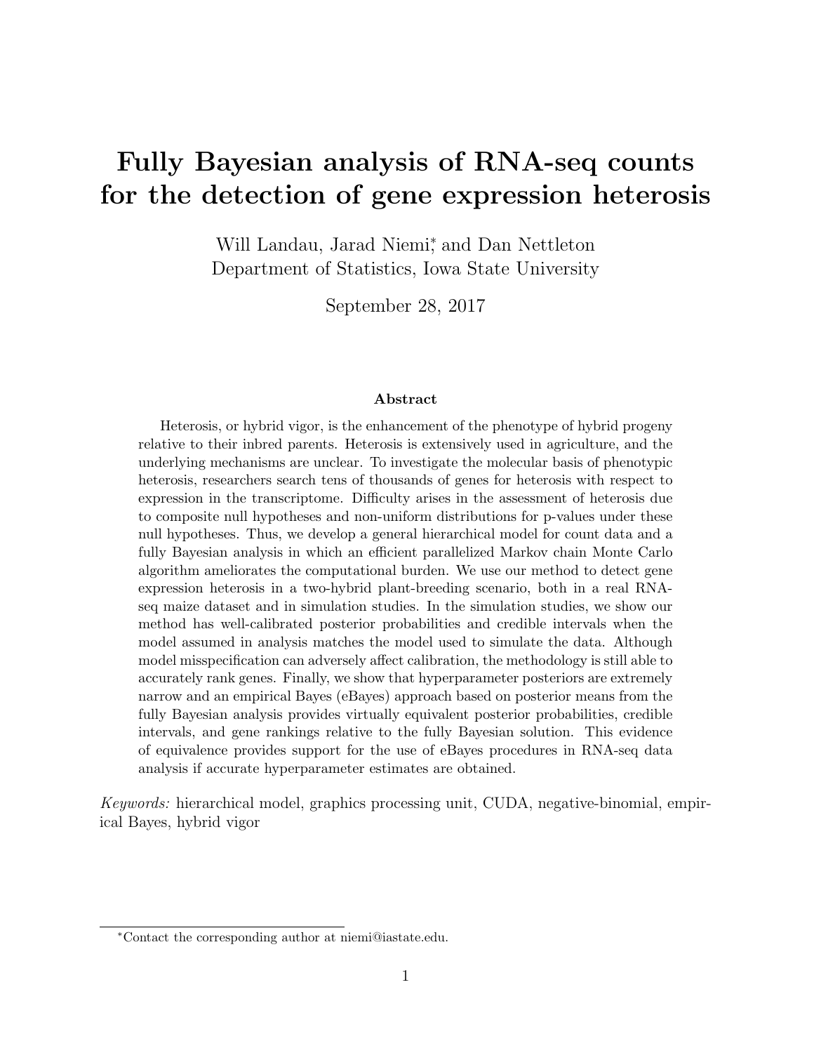# Fully Bayesian analysis of RNA-seq counts for the detection of gene expression heterosis

Will Landau, Jarad Niemi[*], and Dan Nettleton
Department of Statistics, Iowa State University

September 28, 2017

### Abstract

Heterosis, or hybrid vigor, is the enhancement of the phenotype of hybrid progeny relative to their inbred parents. Heterosis is extensively used in agriculture, and the underlying mechanisms are unclear. To investigate the molecular basis of phenotypic heterosis, researchers search tens of thousands of genes for heterosis with respect to expression in the transcriptome. Difficulty arises in the assessment of heterosis due to composite null hypotheses and non-uniform distributions for p-values under these null hypotheses. Thus, we develop a general hierarchical model for count data and a fully Bayesian analysis in which an efficient parallelized Markov chain Monte Carlo algorithm ameliorates the computational burden. We use our method to detect gene expression heterosis in a two-hybrid plant-breeding scenario, both in a real RNA-seq maize dataset and in simulation studies. In the simulation studies, we show our method has well-calibrated posterior probabilities and credible intervals when the model assumed in analysis matches the model used to simulate the data. Although model misspecification can adversely affect calibration, the methodology is still able to accurately rank genes. Finally, we show that hyperparameter posteriors are extremely narrow and an empirical Bayes (eBayes) approach based on posterior means from the fully Bayesian analysis provides virtually equivalent posterior probabilities, credible intervals, and gene rankings relative to the fully Bayesian solution. This evidence of equivalence provides support for the use of eBayes procedures in RNA-seq data analysis if accurate hyperparameter estimates are obtained.

*Keywords:* hierarchical model, graphics processing unit, CUDA, negative-binomial, empirical Bayes, hybrid vigor

[*]Contact the corresponding author at niemi@iastate.edu.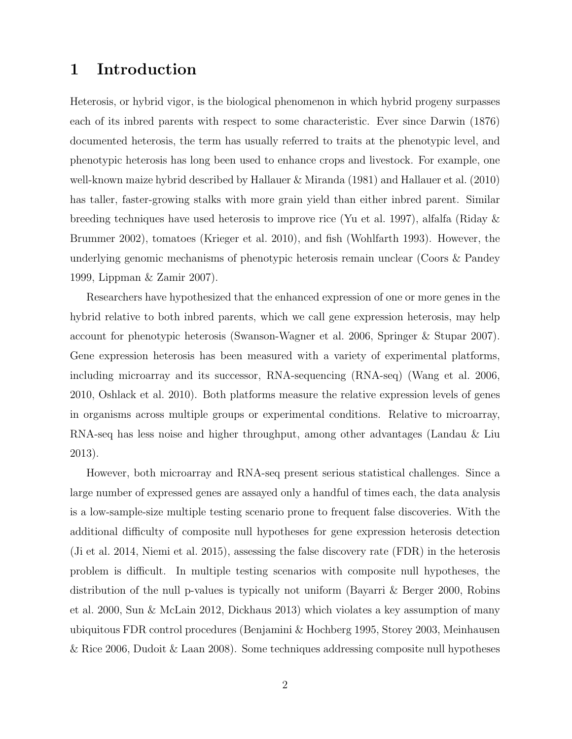# 1 Introduction

Heterosis, or hybrid vigor, is the biological phenomenon in which hybrid progeny surpasses each of its inbred parents with respect to some characteristic. Ever since Darwin (1876) documented heterosis, the term has usually referred to traits at the phenotypic level, and phenotypic heterosis has long been used to enhance crops and livestock. For example, one well-known maize hybrid described by Hallauer & Miranda (1981) and Hallauer et al. (2010) has taller, faster-growing stalks with more grain yield than either inbred parent. Similar breeding techniques have used heterosis to improve rice (Yu et al. 1997), alfalfa (Riday & Brummer 2002), tomatoes (Krieger et al. 2010), and fish (Wohlfarth 1993). However, the underlying genomic mechanisms of phenotypic heterosis remain unclear (Coors & Pandey 1999, Lippman & Zamir 2007).

Researchers have hypothesized that the enhanced expression of one or more genes in the hybrid relative to both inbred parents, which we call gene expression heterosis, may help account for phenotypic heterosis (Swanson-Wagner et al. 2006, Springer & Stupar 2007). Gene expression heterosis has been measured with a variety of experimental platforms, including microarray and its successor, RNA-sequencing (RNA-seq) (Wang et al. 2006, 2010, Oshlack et al. 2010). Both platforms measure the relative expression levels of genes in organisms across multiple groups or experimental conditions. Relative to microarray, RNA-seq has less noise and higher throughput, among other advantages (Landau & Liu 2013).

However, both microarray and RNA-seq present serious statistical challenges. Since a large number of expressed genes are assayed only a handful of times each, the data analysis is a low-sample-size multiple testing scenario prone to frequent false discoveries. With the additional difficulty of composite null hypotheses for gene expression heterosis detection (Ji et al. 2014, Niemi et al. 2015), assessing the false discovery rate (FDR) in the heterosis problem is difficult. In multiple testing scenarios with composite null hypotheses, the distribution of the null p-values is typically not uniform (Bayarri & Berger 2000, Robins et al. 2000, Sun & McLain 2012, Dickhaus 2013) which violates a key assumption of many ubiquitous FDR control procedures (Benjamini & Hochberg 1995, Storey 2003, Meinhausen & Rice 2006, Dudoit & Laan 2008). Some techniques addressing composite null hypotheses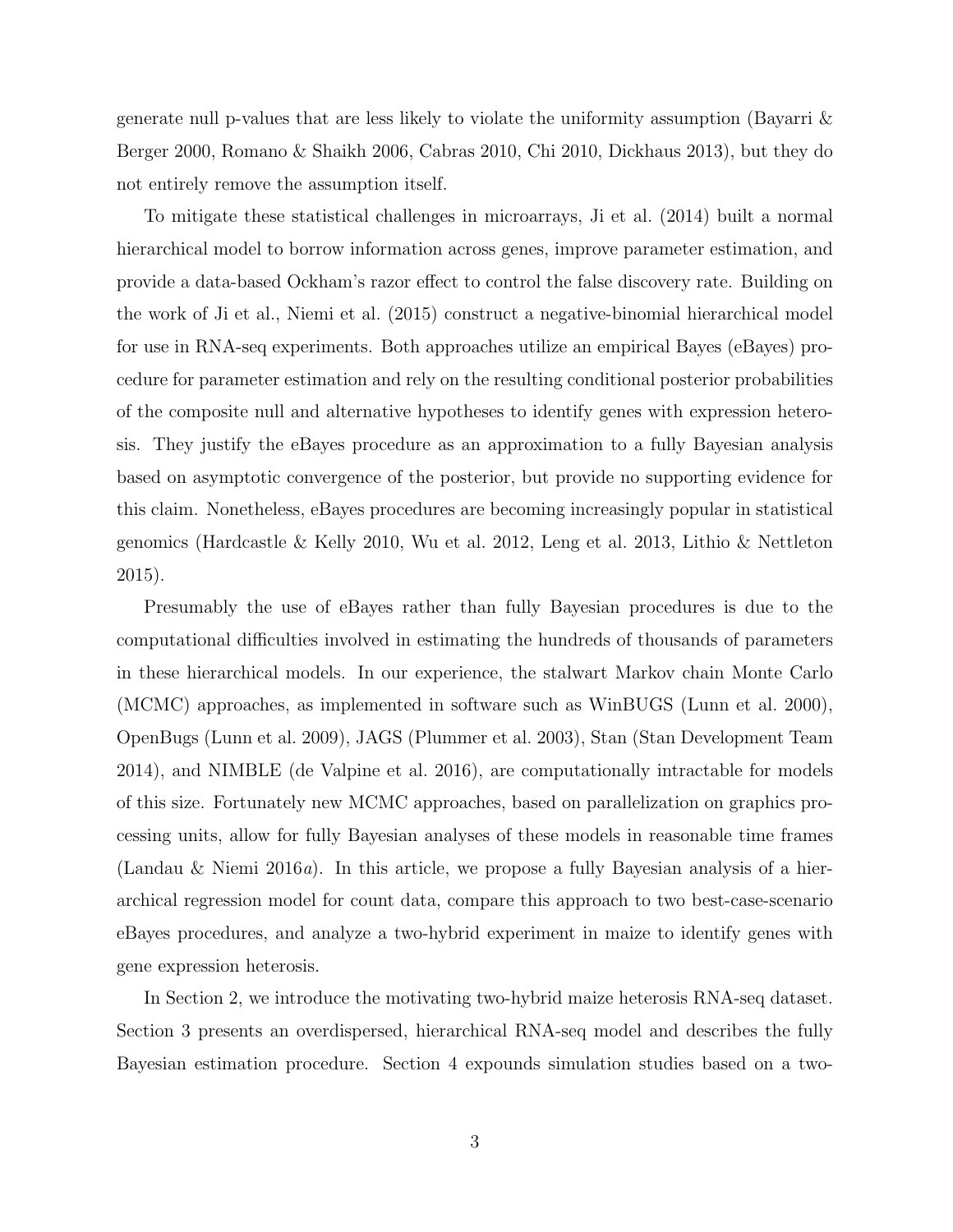generate null p-values that are less likely to violate the uniformity assumption (Bayarri & Berger 2000, Romano & Shaikh 2006, Cabras 2010, Chi 2010, Dickhaus 2013), but they do not entirely remove the assumption itself.

To mitigate these statistical challenges in microarrays, Ji et al. (2014) built a normal hierarchical model to borrow information across genes, improve parameter estimation, and provide a data-based Ockham's razor effect to control the false discovery rate. Building on the work of Ji et al., Niemi et al. (2015) construct a negative-binomial hierarchical model for use in RNA-seq experiments. Both approaches utilize an empirical Bayes (eBayes) procedure for parameter estimation and rely on the resulting conditional posterior probabilities of the composite null and alternative hypotheses to identify genes with expression heterosis. They justify the eBayes procedure as an approximation to a fully Bayesian analysis based on asymptotic convergence of the posterior, but provide no supporting evidence for this claim. Nonetheless, eBayes procedures are becoming increasingly popular in statistical genomics (Hardcastle & Kelly 2010, Wu et al. 2012, Leng et al. 2013, Lithio & Nettleton 2015).

Presumably the use of eBayes rather than fully Bayesian procedures is due to the computational difficulties involved in estimating the hundreds of thousands of parameters in these hierarchical models. In our experience, the stalwart Markov chain Monte Carlo (MCMC) approaches, as implemented in software such as WinBUGS (Lunn et al. 2000), OpenBugs (Lunn et al. 2009), JAGS (Plummer et al. 2003), Stan (Stan Development Team 2014), and NIMBLE (de Valpine et al. 2016), are computationally intractable for models of this size. Fortunately new MCMC approaches, based on parallelization on graphics processing units, allow for fully Bayesian analyses of these models in reasonable time frames (Landau & Niemi 2016*a*). In this article, we propose a fully Bayesian analysis of a hierarchical regression model for count data, compare this approach to two best-case-scenario eBayes procedures, and analyze a two-hybrid experiment in maize to identify genes with gene expression heterosis.

In Section 2, we introduce the motivating two-hybrid maize heterosis RNA-seq dataset. Section 3 presents an overdispersed, hierarchical RNA-seq model and describes the fully Bayesian estimation procedure. Section 4 expounds simulation studies based on a two-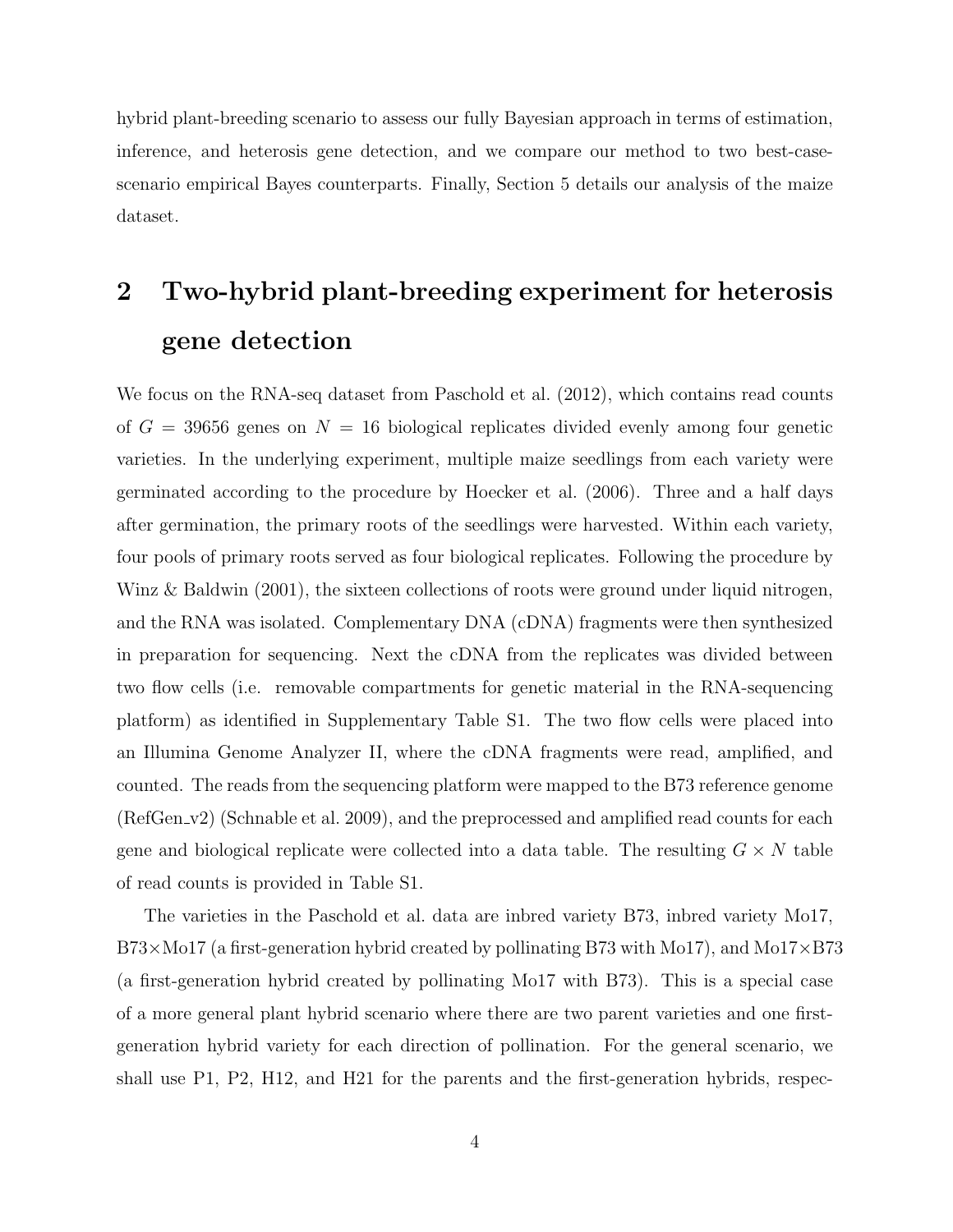hybrid plant-breeding scenario to assess our fully Bayesian approach in terms of estimation, inference, and heterosis gene detection, and we compare our method to two best-case-scenario empirical Bayes counterparts. Finally, Section 5 details our analysis of the maize dataset.

## 2 Two-hybrid plant-breeding experiment for heterosis gene detection

We focus on the RNA-seq dataset from Paschold et al. (2012), which contains read counts of $G = 39656$ genes on $N = 16$ biological replicates divided evenly among four genetic varieties. In the underlying experiment, multiple maize seedlings from each variety were germinated according to the procedure by Hoecker et al. (2006). Three and a half days after germination, the primary roots of the seedlings were harvested. Within each variety, four pools of primary roots served as four biological replicates. Following the procedure by Winz & Baldwin (2001), the sixteen collections of roots were ground under liquid nitrogen, and the RNA was isolated. Complementary DNA (cDNA) fragments were then synthesized in preparation for sequencing. Next the cDNA from the replicates was divided between two flow cells (i.e. removable compartments for genetic material in the RNA-sequencing platform) as identified in Supplementary Table S1. The two flow cells were placed into an Illumina Genome Analyzer II, where the cDNA fragments were read, amplified, and counted. The reads from the sequencing platform were mapped to the B73 reference genome (RefGen_v2) (Schnable et al. 2009), and the preprocessed and amplified read counts for each gene and biological replicate were collected into a data table. The resulting $G \times N$ table of read counts is provided in Table S1.

The varieties in the Paschold et al. data are inbred variety B73, inbred variety Mo17, B73×Mo17 (a first-generation hybrid created by pollinating B73 with Mo17), and Mo17×B73 (a first-generation hybrid created by pollinating Mo17 with B73). This is a special case of a more general plant hybrid scenario where there are two parent varieties and one first-generation hybrid variety for each direction of pollination. For the general scenario, we shall use P1, P2, H12, and H21 for the parents and the first-generation hybrids, respec-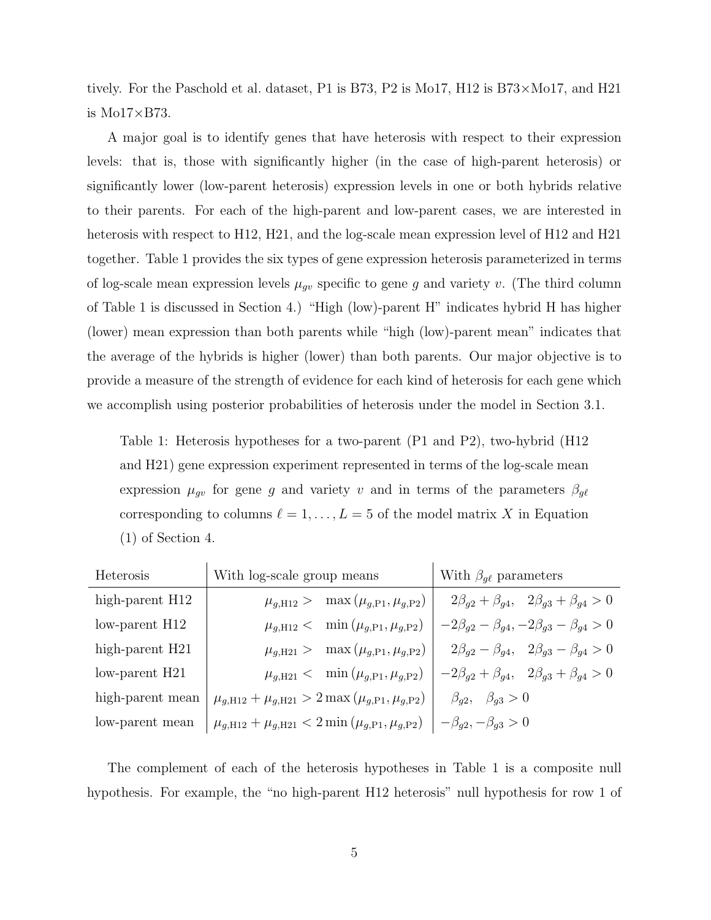tively. For the Paschold et al. dataset, P1 is B73, P2 is Mo17, H12 is B73×Mo17, and H21 is Mo17×B73.

A major goal is to identify genes that have heterosis with respect to their expression levels: that is, those with significantly higher (in the case of high-parent heterosis) or significantly lower (low-parent heterosis) expression levels in one or both hybrids relative to their parents. For each of the high-parent and low-parent cases, we are interested in heterosis with respect to H12, H21, and the log-scale mean expression level of H12 and H21 together. Table 1 provides the six types of gene expression heterosis parameterized in terms of log-scale mean expression levels $\mu_{gv}$ specific to gene $g$ and variety $v$. (The third column of Table 1 is discussed in Section 4.) "High (low)-parent H" indicates hybrid H has higher (lower) mean expression than both parents while "high (low)-parent mean" indicates that the average of the hybrids is higher (lower) than both parents. Our major objective is to provide a measure of the strength of evidence for each kind of heterosis for each gene which we accomplish using posterior probabilities of heterosis under the model in Section 3.1.

Table 1: Heterosis hypotheses for a two-parent (P1 and P2), two-hybrid (H12 and H21) gene expression experiment represented in terms of the log-scale mean expression $\mu_{gv}$ for gene $g$ and variety $v$ and in terms of the parameters $\beta_{g\ell}$ corresponding to columns $\ell = 1, \ldots, L = 5$ of the model matrix $X$ in Equation (1) of Section 4.

| Heterosis | With log-scale group means | With $\beta_{g\ell}$ parameters |
|---|---|---|
| high-parent H12 | $\mu_{g,\text{H12}} > \max\left(\mu_{g,\text{P1}}, \mu_{g,\text{P2}}\right)$ | $2\beta_{g2} + \beta_{g4}, \quad 2\beta_{g3} + \beta_{g4} > 0$ |
| low-parent H12 | $\mu_{g,\text{H12}} < \min\left(\mu_{g,\text{P1}}, \mu_{g,\text{P2}}\right)$ | $-2\beta_{g2} - \beta_{g4}, -2\beta_{g3} - \beta_{g4} > 0$ |
| high-parent H21 | $\mu_{g,\text{H21}} > \max\left(\mu_{g,\text{P1}}, \mu_{g,\text{P2}}\right)$ | $2\beta_{g2} - \beta_{g4}, \quad 2\beta_{g3} - \beta_{g4} > 0$ |
| low-parent H21 | $\mu_{g,\text{H21}} < \min\left(\mu_{g,\text{P1}}, \mu_{g,\text{P2}}\right)$ | $-2\beta_{g2} + \beta_{g4}, \quad 2\beta_{g3} + \beta_{g4} > 0$ |
| high-parent mean | $\mu_{g,\text{H12}} + \mu_{g,\text{H21}} > 2\max\left(\mu_{g,\text{P1}}, \mu_{g,\text{P2}}\right)$ | $\beta_{g2}, \quad \beta_{g3} > 0$ |
| low-parent mean | $\mu_{g,\text{H12}} + \mu_{g,\text{H21}} < 2\min\left(\mu_{g,\text{P1}}, \mu_{g,\text{P2}}\right)$ | $-\beta_{g2}, -\beta_{g3} > 0$ |

The complement of each of the heterosis hypotheses in Table 1 is a composite null hypothesis. For example, the "no high-parent H12 heterosis" null hypothesis for row 1 of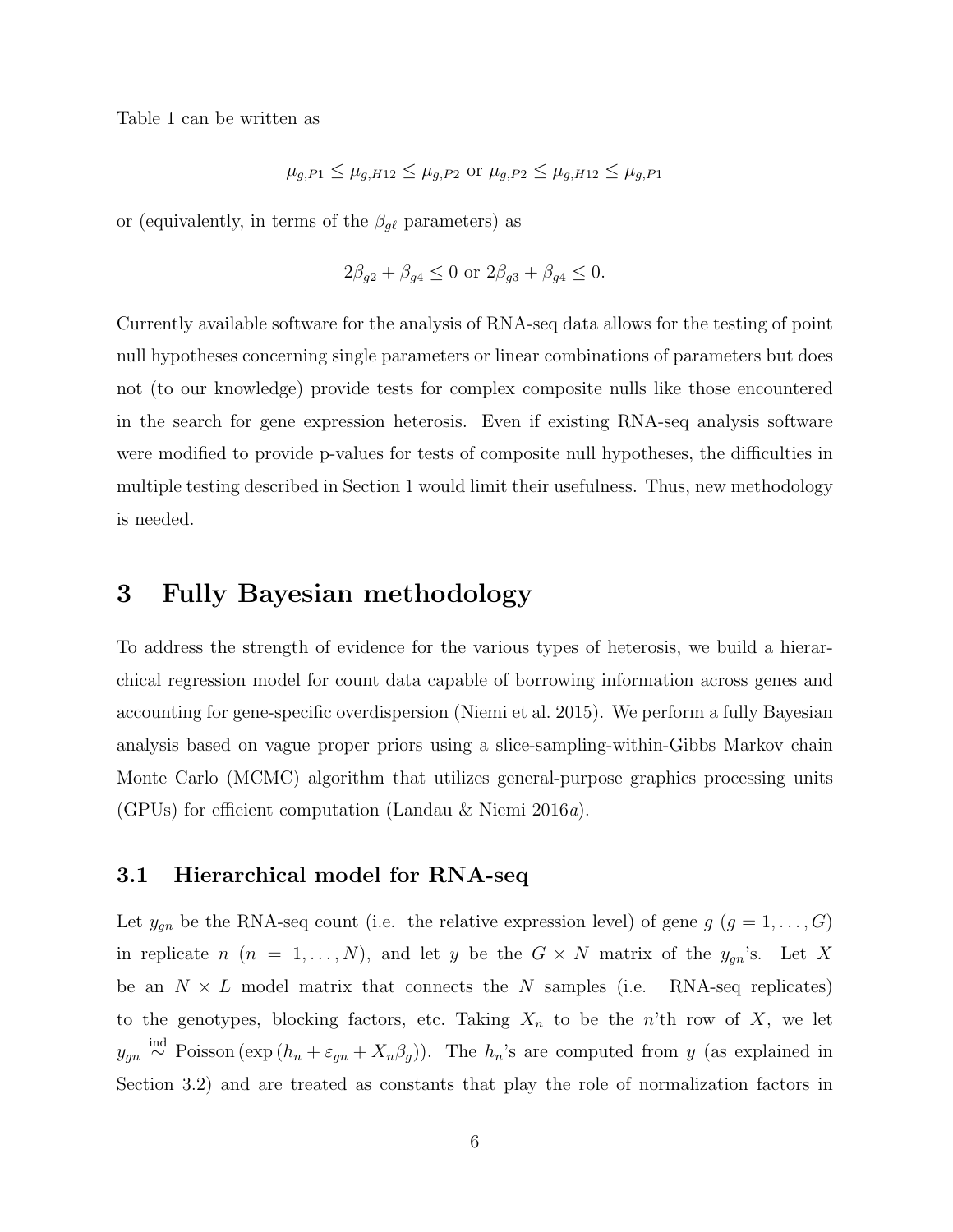Table 1 can be written as

$$\mu_{g,P1} \leq \mu_{g,H12} \leq \mu_{g,P2} \text{ or } \mu_{g,P2} \leq \mu_{g,H12} \leq \mu_{g,P1}$$

or (equivalently, in terms of the $\beta_{g\ell}$ parameters) as

$$2\beta_{g2} + \beta_{g4} \leq 0 \text{ or } 2\beta_{g3} + \beta_{g4} \leq 0.$$

Currently available software for the analysis of RNA-seq data allows for the testing of point null hypotheses concerning single parameters or linear combinations of parameters but does not (to our knowledge) provide tests for complex composite nulls like those encountered in the search for gene expression heterosis. Even if existing RNA-seq analysis software were modified to provide p-values for tests of composite null hypotheses, the difficulties in multiple testing described in Section 1 would limit their usefulness. Thus, new methodology is needed.

# 3 Fully Bayesian methodology

To address the strength of evidence for the various types of heterosis, we build a hierarchical regression model for count data capable of borrowing information across genes and accounting for gene-specific overdispersion (Niemi et al. 2015). We perform a fully Bayesian analysis based on vague proper priors using a slice-sampling-within-Gibbs Markov chain Monte Carlo (MCMC) algorithm that utilizes general-purpose graphics processing units (GPUs) for efficient computation (Landau & Niemi 2016*a*).

## 3.1 Hierarchical model for RNA-seq

Let $y_{gn}$ be the RNA-seq count (i.e. the relative expression level) of gene $g$ ($g = 1, \ldots, G$) in replicate $n$ ($n = 1, \ldots, N$), and let $y$ be the $G \times N$ matrix of the $y_{gn}$'s. Let $X$ be an $N \times L$ model matrix that connects the $N$ samples (i.e. RNA-seq replicates) to the genotypes, blocking factors, etc. Taking $X_n$ to be the $n$'th row of $X$, we let $y_{gn} \overset{\text{ind}}{\sim} \text{Poisson}\left(\exp\left(h_n + \varepsilon_{gn} + X_n \beta_g\right)\right)$. The $h_n$'s are computed from $y$ (as explained in Section 3.2) and are treated as constants that play the role of normalization factors in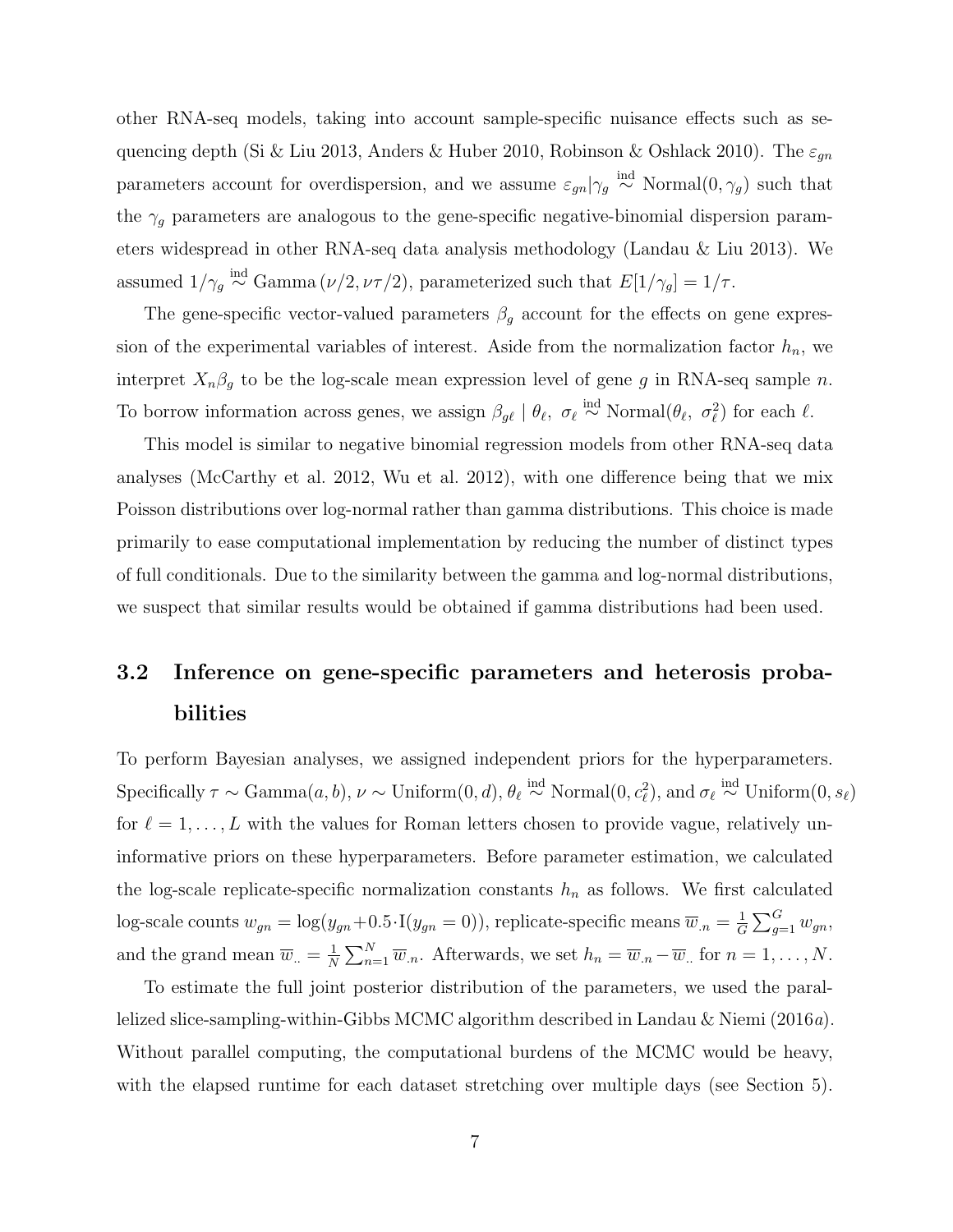other RNA-seq models, taking into account sample-specific nuisance effects such as sequencing depth (Si & Liu 2013, Anders & Huber 2010, Robinson & Oshlack 2010). The $\varepsilon_{gn}$ parameters account for overdispersion, and we assume $\varepsilon_{gn}|\gamma_g \stackrel{\text{ind}}{\sim} \text{Normal}(0, \gamma_g)$ such that the $\gamma_g$ parameters are analogous to the gene-specific negative-binomial dispersion parameters widespread in other RNA-seq data analysis methodology (Landau & Liu 2013). We assumed $1/\gamma_g \stackrel{\text{ind}}{\sim} \text{Gamma}(\nu/2, \nu\tau/2)$, parameterized such that $E[1/\gamma_g] = 1/\tau$.

The gene-specific vector-valued parameters $\beta_g$ account for the effects on gene expression of the experimental variables of interest. Aside from the normalization factor $h_n$, we interpret $X_n\beta_g$ to be the log-scale mean expression level of gene $g$ in RNA-seq sample $n$. To borrow information across genes, we assign $\beta_{g\ell} \mid \theta_\ell,\ \sigma_\ell \stackrel{\text{ind}}{\sim} \text{Normal}(\theta_\ell,\ \sigma_\ell^2)$ for each $\ell$.

This model is similar to negative binomial regression models from other RNA-seq data analyses (McCarthy et al. 2012, Wu et al. 2012), with one difference being that we mix Poisson distributions over log-normal rather than gamma distributions. This choice is made primarily to ease computational implementation by reducing the number of distinct types of full conditionals. Due to the similarity between the gamma and log-normal distributions, we suspect that similar results would be obtained if gamma distributions had been used.

## 3.2 Inference on gene-specific parameters and heterosis probabilities

To perform Bayesian analyses, we assigned independent priors for the hyperparameters. Specifically $\tau \sim \text{Gamma}(a, b)$, $\nu \sim \text{Uniform}(0, d)$, $\theta_\ell \stackrel{\text{ind}}{\sim} \text{Normal}(0, c_\ell^2)$, and $\sigma_\ell \stackrel{\text{ind}}{\sim} \text{Uniform}(0, s_\ell)$ for $\ell = 1, \ldots, L$ with the values for Roman letters chosen to provide vague, relatively uninformative priors on these hyperparameters. Before parameter estimation, we calculated the log-scale replicate-specific normalization constants $h_n$ as follows. We first calculated log-scale counts $w_{gn} = \log(y_{gn} + 0.5 \cdot \text{I}(y_{gn} = 0))$, replicate-specific means $\overline{w}_{.n} = \frac{1}{G}\sum_{g=1}^{G} w_{gn}$, and the grand mean $\overline{w}_{..} = \frac{1}{N}\sum_{n=1}^{N} \overline{w}_{.n}$. Afterwards, we set $h_n = \overline{w}_{.n} - \overline{w}_{..}$ for $n = 1, \ldots, N$.

To estimate the full joint posterior distribution of the parameters, we used the parallelized slice-sampling-within-Gibbs MCMC algorithm described in Landau & Niemi (2016*a*). Without parallel computing, the computational burdens of the MCMC would be heavy, with the elapsed runtime for each dataset stretching over multiple days (see Section 5).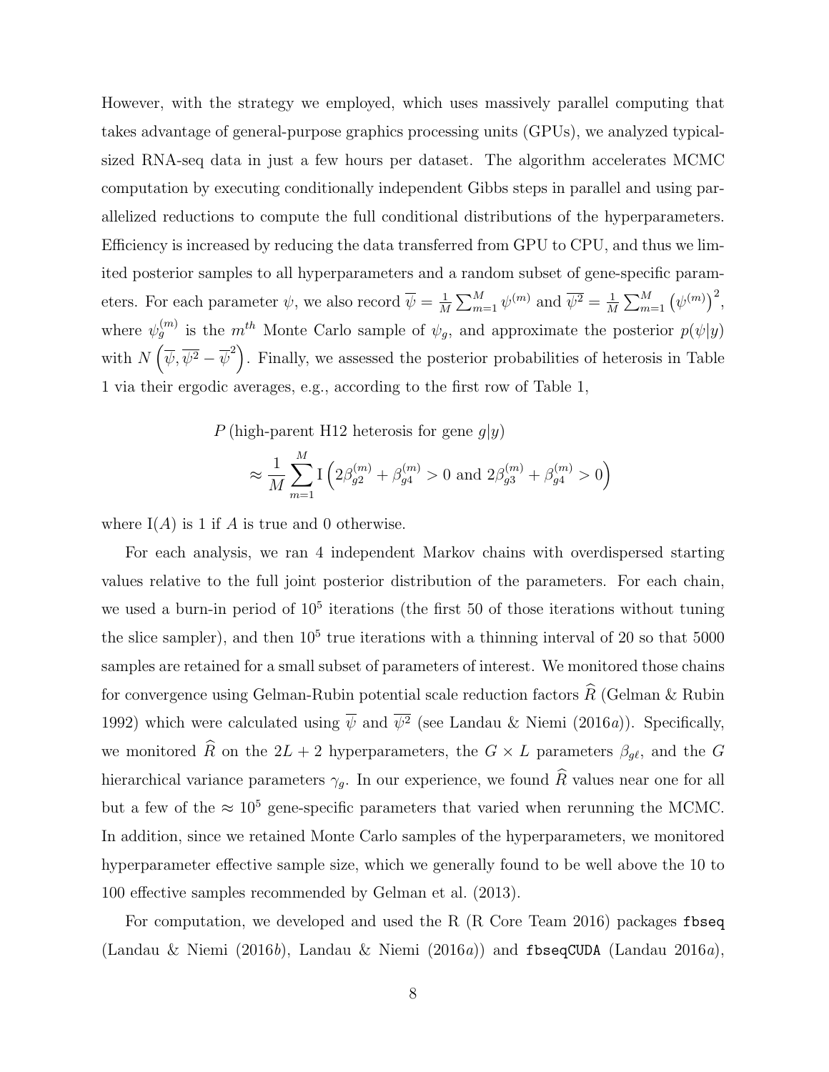However, with the strategy we employed, which uses massively parallel computing that takes advantage of general-purpose graphics processing units (GPUs), we analyzed typical-sized RNA-seq data in just a few hours per dataset. The algorithm accelerates MCMC computation by executing conditionally independent Gibbs steps in parallel and using parallelized reductions to compute the full conditional distributions of the hyperparameters. Efficiency is increased by reducing the data transferred from GPU to CPU, and thus we limited posterior samples to all hyperparameters and a random subset of gene-specific parameters. For each parameter $\psi$, we also record $\overline{\psi} = \frac{1}{M}\sum_{m=1}^{M} \psi^{(m)}$ and $\overline{\psi^2} = \frac{1}{M}\sum_{m=1}^{M} \left(\psi^{(m)}\right)^2$, where $\psi_g^{(m)}$ is the $m^{th}$ Monte Carlo sample of $\psi_g$, and approximate the posterior $p(\psi|y)$ with $N\left(\overline{\psi}, \overline{\psi^2} - \overline{\psi}^2\right)$. Finally, we assessed the posterior probabilities of heterosis in Table 1 via their ergodic averages, e.g., according to the first row of Table 1,

$$
\begin{aligned}
& P\left(\text{high-parent H12 heterosis for gene } g|y\right) \\
& \approx \frac{1}{M}\sum_{m=1}^{M} \mathrm{I}\left(2\beta_{g2}^{(m)} + \beta_{g4}^{(m)} > 0 \text{ and } 2\beta_{g3}^{(m)} + \beta_{g4}^{(m)} > 0\right)
\end{aligned}
$$

where $\mathrm{I}(A)$ is 1 if $A$ is true and 0 otherwise.

For each analysis, we ran 4 independent Markov chains with overdispersed starting values relative to the full joint posterior distribution of the parameters. For each chain, we used a burn-in period of $10^5$ iterations (the first 50 of those iterations without tuning the slice sampler), and then $10^5$ true iterations with a thinning interval of 20 so that 5000 samples are retained for a small subset of parameters of interest. We monitored those chains for convergence using Gelman-Rubin potential scale reduction factors $\widehat{R}$ (Gelman & Rubin 1992) which were calculated using $\overline{\psi}$ and $\overline{\psi^2}$ (see Landau & Niemi (2016*a*)). Specifically, we monitored $\widehat{R}$ on the $2L+2$ hyperparameters, the $G \times L$ parameters $\beta_{g\ell}$, and the $G$ hierarchical variance parameters $\gamma_g$. In our experience, we found $\widehat{R}$ values near one for all but a few of the $\approx 10^5$ gene-specific parameters that varied when rerunning the MCMC. In addition, since we retained Monte Carlo samples of the hyperparameters, we monitored hyperparameter effective sample size, which we generally found to be well above the 10 to 100 effective samples recommended by Gelman et al. (2013).

For computation, we developed and used the R (R Core Team 2016) packages `fbseq` (Landau & Niemi (2016*b*), Landau & Niemi (2016*a*)) and `fbseqCUDA` (Landau 2016*a*),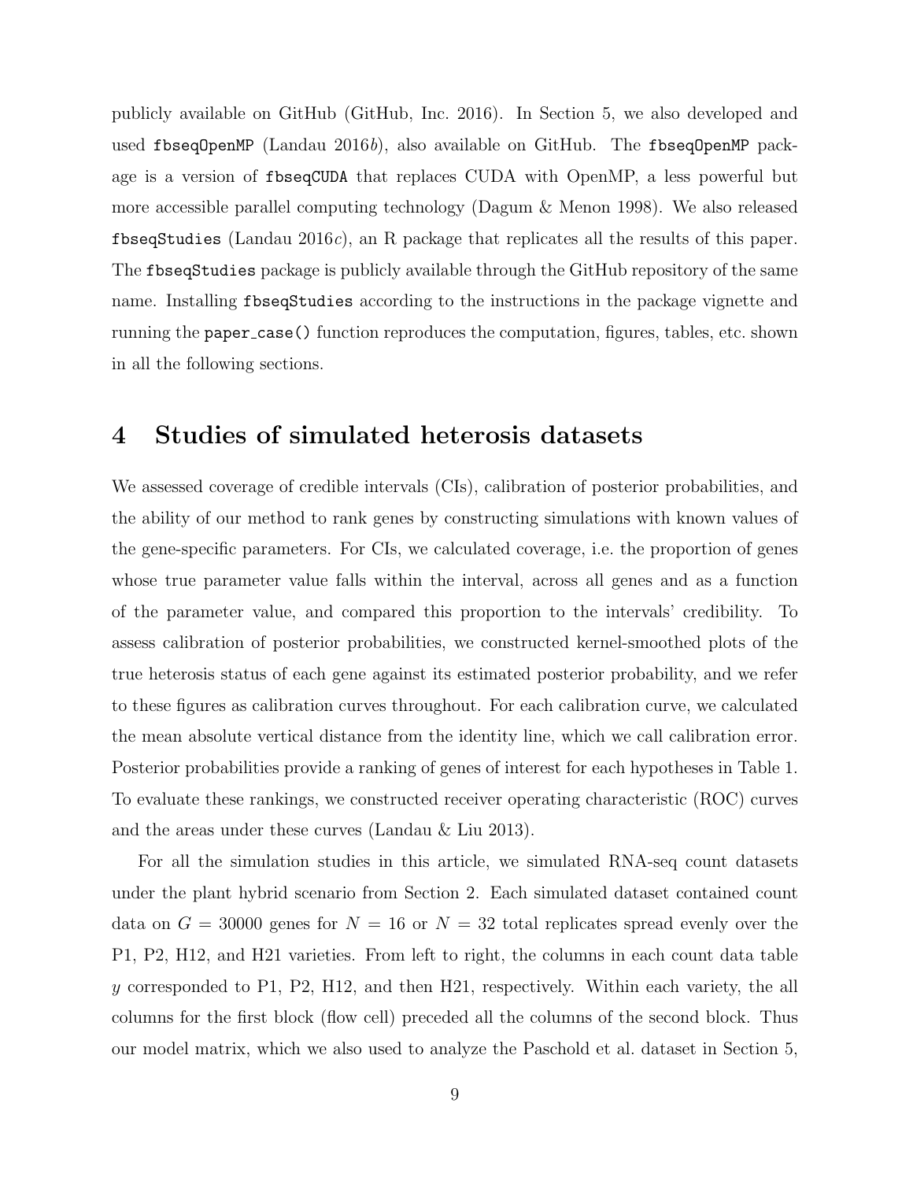publicly available on GitHub (GitHub, Inc. 2016). In Section 5, we also developed and used `fbseqOpenMP` (Landau 2016*b*), also available on GitHub. The `fbseqOpenMP` package is a version of `fbseqCUDA` that replaces CUDA with OpenMP, a less powerful but more accessible parallel computing technology (Dagum & Menon 1998). We also released `fbseqStudies` (Landau 2016*c*), an R package that replicates all the results of this paper. The `fbseqStudies` package is publicly available through the GitHub repository of the same name. Installing `fbseqStudies` according to the instructions in the package vignette and running the `paper_case()` function reproduces the computation, figures, tables, etc. shown in all the following sections.

# 4 Studies of simulated heterosis datasets

We assessed coverage of credible intervals (CIs), calibration of posterior probabilities, and the ability of our method to rank genes by constructing simulations with known values of the gene-specific parameters. For CIs, we calculated coverage, i.e. the proportion of genes whose true parameter value falls within the interval, across all genes and as a function of the parameter value, and compared this proportion to the intervals' credibility. To assess calibration of posterior probabilities, we constructed kernel-smoothed plots of the true heterosis status of each gene against its estimated posterior probability, and we refer to these figures as calibration curves throughout. For each calibration curve, we calculated the mean absolute vertical distance from the identity line, which we call calibration error. Posterior probabilities provide a ranking of genes of interest for each hypotheses in Table 1. To evaluate these rankings, we constructed receiver operating characteristic (ROC) curves and the areas under these curves (Landau & Liu 2013).

For all the simulation studies in this article, we simulated RNA-seq count datasets under the plant hybrid scenario from Section 2. Each simulated dataset contained count data on $G = 30000$ genes for $N = 16$ or $N = 32$ total replicates spread evenly over the P1, P2, H12, and H21 varieties. From left to right, the columns in each count data table $y$ corresponded to P1, P2, H12, and then H21, respectively. Within each variety, the all columns for the first block (flow cell) preceded all the columns of the second block. Thus our model matrix, which we also used to analyze the Paschold et al. dataset in Section 5,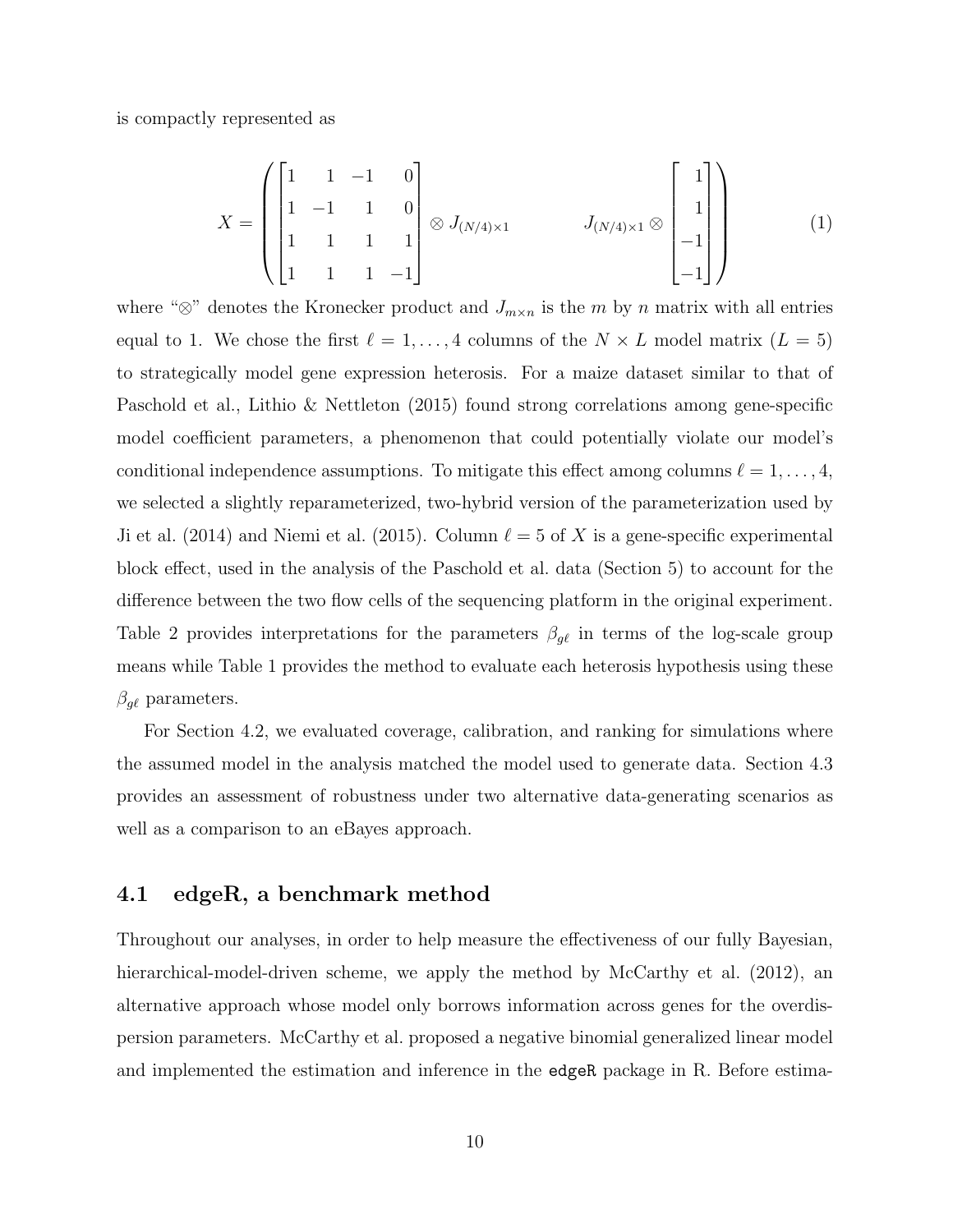is compactly represented as

$$X = \left( \begin{bmatrix} 1 & 1 & -1 & 0 \\ 1 & -1 & 1 & 0 \\ 1 & 1 & 1 & 1 \\ 1 & 1 & 1 & -1 \end{bmatrix} \otimes J_{(N/4)\times 1} \qquad J_{(N/4)\times 1} \otimes \begin{bmatrix} 1 \\ 1 \\ -1 \\ -1 \end{bmatrix} \right) \tag{1}$$

where "$\otimes$" denotes the Kronecker product and $J_{m\times n}$ is the $m$ by $n$ matrix with all entries equal to 1. We chose the first $\ell = 1, \ldots, 4$ columns of the $N \times L$ model matrix ($L = 5$) to strategically model gene expression heterosis. For a maize dataset similar to that of Paschold et al., Lithio & Nettleton (2015) found strong correlations among gene-specific model coefficient parameters, a phenomenon that could potentially violate our model's conditional independence assumptions. To mitigate this effect among columns $\ell = 1, \ldots, 4$, we selected a slightly reparameterized, two-hybrid version of the parameterization used by Ji et al. (2014) and Niemi et al. (2015). Column $\ell = 5$ of $X$ is a gene-specific experimental block effect, used in the analysis of the Paschold et al. data (Section 5) to account for the difference between the two flow cells of the sequencing platform in the original experiment. Table 2 provides interpretations for the parameters $\beta_{g\ell}$ in terms of the log-scale group means while Table 1 provides the method to evaluate each heterosis hypothesis using these $\beta_{g\ell}$ parameters.

For Section 4.2, we evaluated coverage, calibration, and ranking for simulations where the assumed model in the analysis matched the model used to generate data. Section 4.3 provides an assessment of robustness under two alternative data-generating scenarios as well as a comparison to an eBayes approach.

## 4.1 edgeR, a benchmark method

Throughout our analyses, in order to help measure the effectiveness of our fully Bayesian, hierarchical-model-driven scheme, we apply the method by McCarthy et al. (2012), an alternative approach whose model only borrows information across genes for the overdispersion parameters. McCarthy et al. proposed a negative binomial generalized linear model and implemented the estimation and inference in the `edgeR` package in R. Before estima-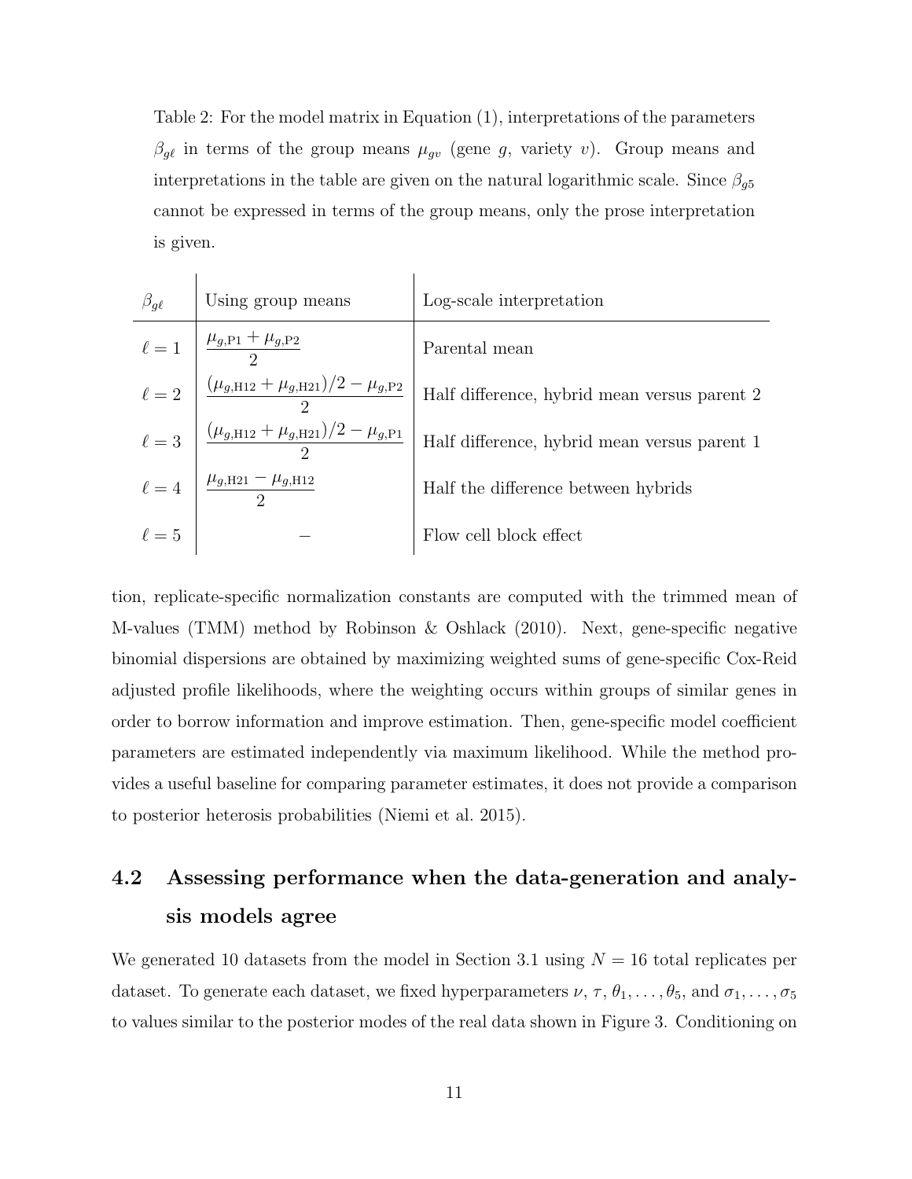Table 2: For the model matrix in Equation (1), interpretations of the parameters $\beta_{g\ell}$ in terms of the group means $\mu_{gv}$ (gene $g$, variety $v$). Group means and interpretations in the table are given on the natural logarithmic scale. Since $\beta_{g5}$ cannot be expressed in terms of the group means, only the prose interpretation is given.

| $\beta_{g\ell}$ | Using group means | Log-scale interpretation |
|---|---|---|
| $\ell = 1$ | $\frac{\mu_{g,\text{P1}} + \mu_{g,\text{P2}}}{2}$ | Parental mean |
| $\ell = 2$ | $\frac{(\mu_{g,\text{H12}} + \mu_{g,\text{H21}})/2 - \mu_{g,\text{P2}}}{2}$ | Half difference, hybrid mean versus parent 2 |
| $\ell = 3$ | $\frac{(\mu_{g,\text{H12}} + \mu_{g,\text{H21}})/2 - \mu_{g,\text{P1}}}{2}$ | Half difference, hybrid mean versus parent 1 |
| $\ell = 4$ | $\frac{\mu_{g,\text{H21}} - \mu_{g,\text{H12}}}{2}$ | Half the difference between hybrids |
| $\ell = 5$ | $-$ | Flow cell block effect |

tion, replicate-specific normalization constants are computed with the trimmed mean of M-values (TMM) method by Robinson & Oshlack (2010). Next, gene-specific negative binomial dispersions are obtained by maximizing weighted sums of gene-specific Cox-Reid adjusted profile likelihoods, where the weighting occurs within groups of similar genes in order to borrow information and improve estimation. Then, gene-specific model coefficient parameters are estimated independently via maximum likelihood. While the method provides a useful baseline for comparing parameter estimates, it does not provide a comparison to posterior heterosis probabilities (Niemi et al. 2015).

## 4.2 Assessing performance when the data-generation and analysis models agree

We generated 10 datasets from the model in Section 3.1 using $N = 16$ total replicates per dataset. To generate each dataset, we fixed hyperparameters $\nu$, $\tau$, $\theta_1, \ldots, \theta_5$, and $\sigma_1, \ldots, \sigma_5$ to values similar to the posterior modes of the real data shown in Figure 3. Conditioning on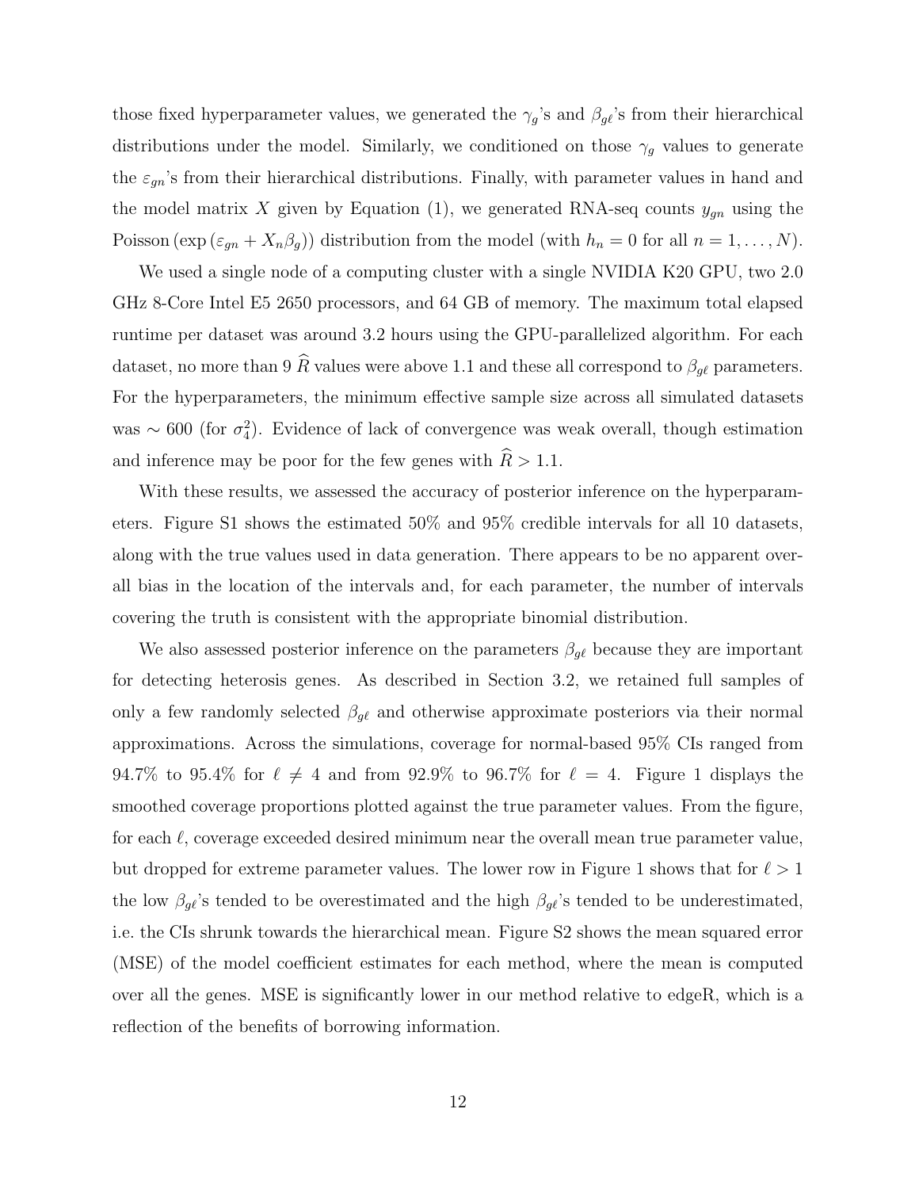those fixed hyperparameter values, we generated the $\gamma_g$'s and $\beta_{g\ell}$'s from their hierarchical distributions under the model. Similarly, we conditioned on those $\gamma_g$ values to generate the $\varepsilon_{gn}$'s from their hierarchical distributions. Finally, with parameter values in hand and the model matrix $X$ given by Equation (1), we generated RNA-seq counts $y_{gn}$ using the $\text{Poisson}\left(\exp\left(\varepsilon_{gn} + X_n\beta_g\right)\right)$ distribution from the model (with $h_n = 0$ for all $n = 1, \ldots, N$).

We used a single node of a computing cluster with a single NVIDIA K20 GPU, two 2.0 GHz 8-Core Intel E5 2650 processors, and 64 GB of memory. The maximum total elapsed runtime per dataset was around 3.2 hours using the GPU-parallelized algorithm. For each dataset, no more than 9 $\widehat{R}$ values were above 1.1 and these all correspond to $\beta_{g\ell}$ parameters. For the hyperparameters, the minimum effective sample size across all simulated datasets was $\sim 600$ (for $\sigma_4^2$). Evidence of lack of convergence was weak overall, though estimation and inference may be poor for the few genes with $\widehat{R} > 1.1$.

With these results, we assessed the accuracy of posterior inference on the hyperparameters. Figure S1 shows the estimated 50% and 95% credible intervals for all 10 datasets, along with the true values used in data generation. There appears to be no apparent overall bias in the location of the intervals and, for each parameter, the number of intervals covering the truth is consistent with the appropriate binomial distribution.

We also assessed posterior inference on the parameters $\beta_{g\ell}$ because they are important for detecting heterosis genes. As described in Section 3.2, we retained full samples of only a few randomly selected $\beta_{g\ell}$ and otherwise approximate posteriors via their normal approximations. Across the simulations, coverage for normal-based 95% CIs ranged from 94.7% to 95.4% for $\ell \neq 4$ and from 92.9% to 96.7% for $\ell = 4$. Figure 1 displays the smoothed coverage proportions plotted against the true parameter values. From the figure, for each $\ell$, coverage exceeded desired minimum near the overall mean true parameter value, but dropped for extreme parameter values. The lower row in Figure 1 shows that for $\ell > 1$ the low $\beta_{g\ell}$'s tended to be overestimated and the high $\beta_{g\ell}$'s tended to be underestimated, i.e. the CIs shrunk towards the hierarchical mean. Figure S2 shows the mean squared error (MSE) of the model coefficient estimates for each method, where the mean is computed over all the genes. MSE is significantly lower in our method relative to edgeR, which is a reflection of the benefits of borrowing information.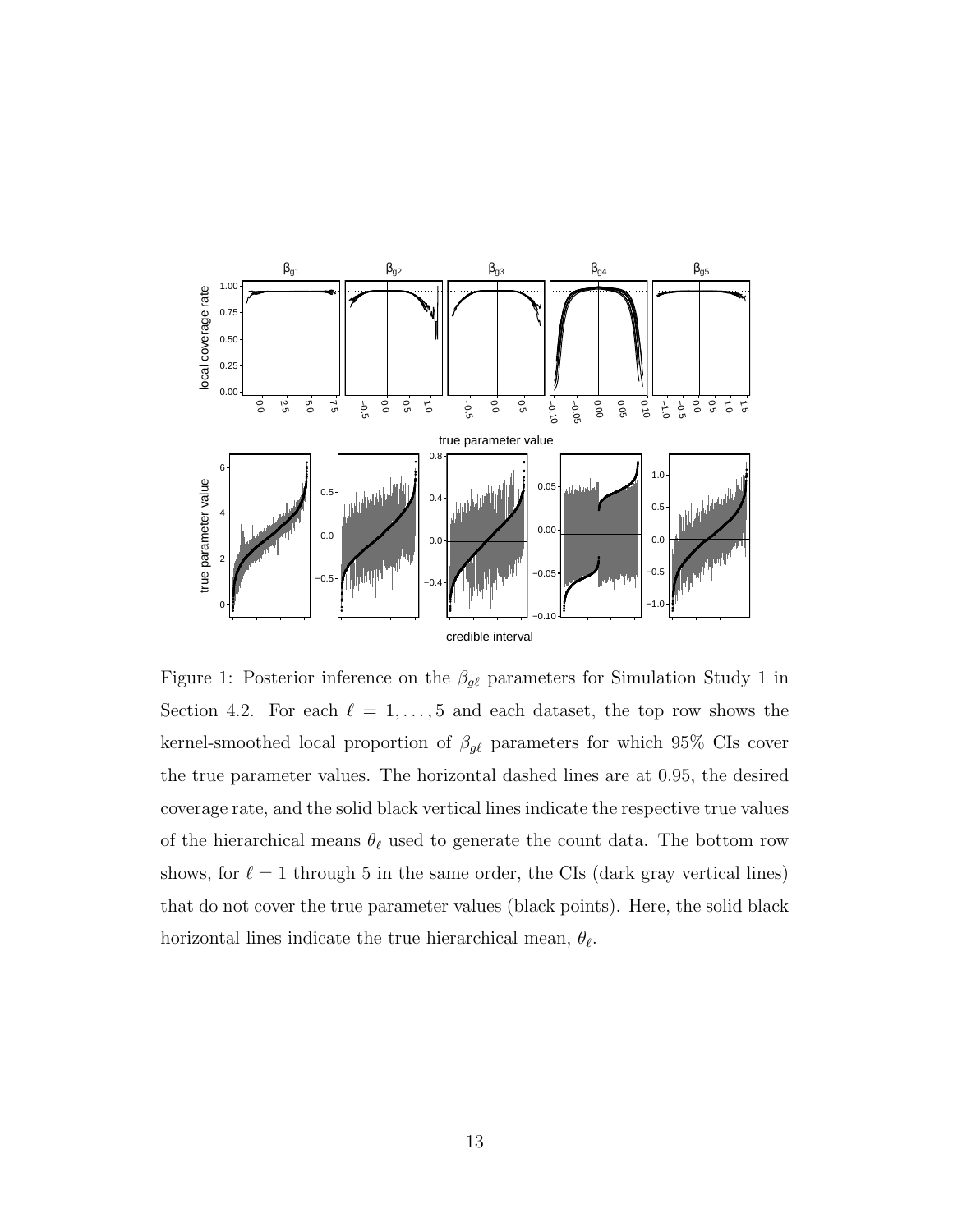Figure 1: Posterior inference on the $\beta_{g\ell}$ parameters for Simulation Study 1 in Section 4.2. For each $\ell = 1, \ldots, 5$ and each dataset, the top row shows the kernel-smoothed local proportion of $\beta_{g\ell}$ parameters for which 95% CIs cover the true parameter values. The horizontal dashed lines are at 0.95, the desired coverage rate, and the solid black vertical lines indicate the respective true values of the hierarchical means $\theta_\ell$ used to generate the count data. The bottom row shows, for $\ell = 1$ through 5 in the same order, the CIs (dark gray vertical lines) that do not cover the true parameter values (black points). Here, the solid black horizontal lines indicate the true hierarchical mean, $\theta_\ell$.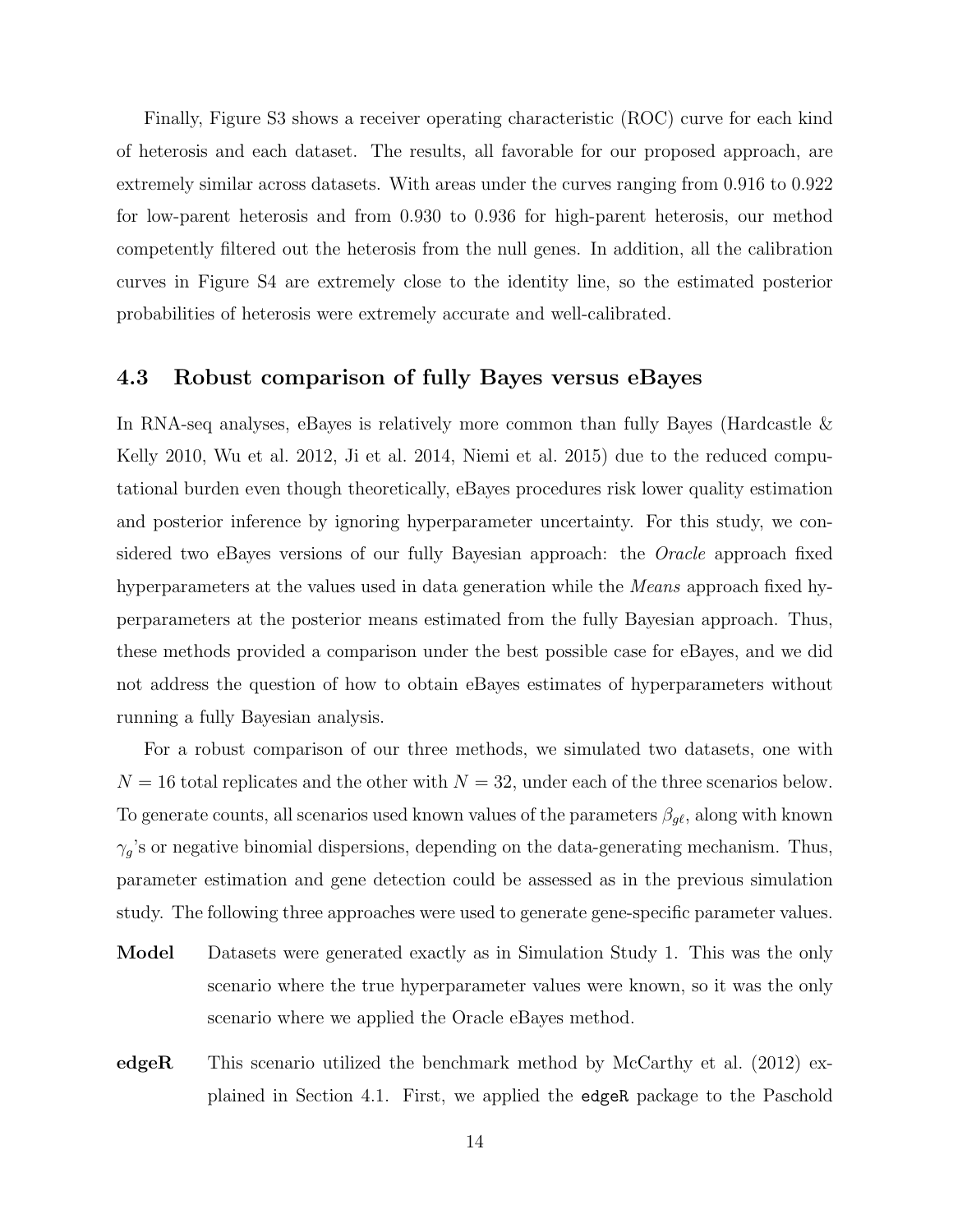Finally, Figure S3 shows a receiver operating characteristic (ROC) curve for each kind of heterosis and each dataset. The results, all favorable for our proposed approach, are extremely similar across datasets. With areas under the curves ranging from 0.916 to 0.922 for low-parent heterosis and from 0.930 to 0.936 for high-parent heterosis, our method competently filtered out the heterosis from the null genes. In addition, all the calibration curves in Figure S4 are extremely close to the identity line, so the estimated posterior probabilities of heterosis were extremely accurate and well-calibrated.

### 4.3 Robust comparison of fully Bayes versus eBayes

In RNA-seq analyses, eBayes is relatively more common than fully Bayes (Hardcastle & Kelly 2010, Wu et al. 2012, Ji et al. 2014, Niemi et al. 2015) due to the reduced computational burden even though theoretically, eBayes procedures risk lower quality estimation and posterior inference by ignoring hyperparameter uncertainty. For this study, we considered two eBayes versions of our fully Bayesian approach: the *Oracle* approach fixed hyperparameters at the values used in data generation while the *Means* approach fixed hyperparameters at the posterior means estimated from the fully Bayesian approach. Thus, these methods provided a comparison under the best possible case for eBayes, and we did not address the question of how to obtain eBayes estimates of hyperparameters without running a fully Bayesian analysis.

For a robust comparison of our three methods, we simulated two datasets, one with $N = 16$ total replicates and the other with $N = 32$, under each of the three scenarios below. To generate counts, all scenarios used known values of the parameters $\beta_{g\ell}$, along with known $\gamma_g$'s or negative binomial dispersions, depending on the data-generating mechanism. Thus, parameter estimation and gene detection could be assessed as in the previous simulation study. The following three approaches were used to generate gene-specific parameter values.

**Model** Datasets were generated exactly as in Simulation Study 1. This was the only scenario where the true hyperparameter values were known, so it was the only scenario where we applied the Oracle eBayes method.

**edgeR** This scenario utilized the benchmark method by McCarthy et al. (2012) explained in Section 4.1. First, we applied the `edgeR` package to the Paschold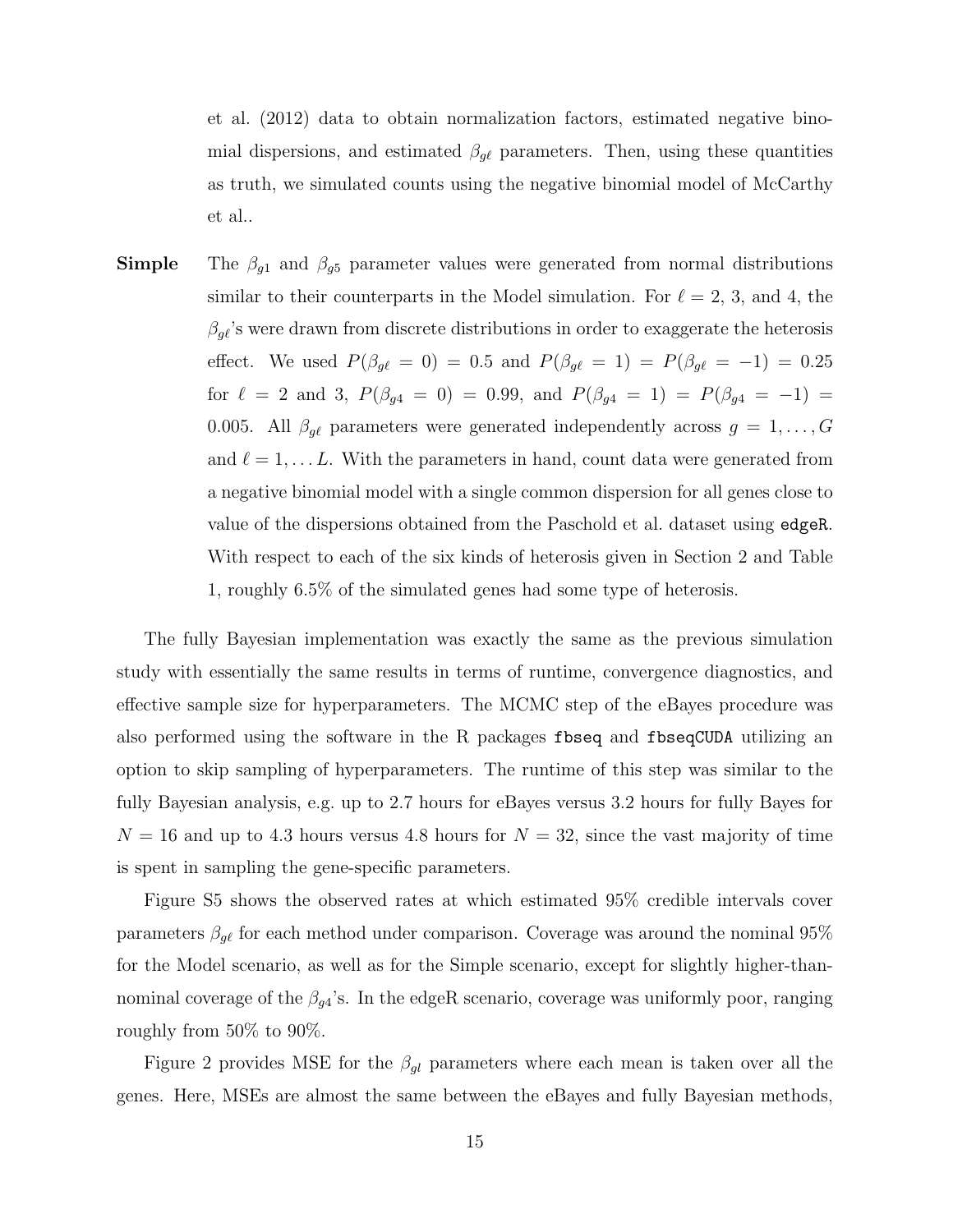et al. (2012) data to obtain normalization factors, estimated negative binomial dispersions, and estimated $\beta_{g\ell}$ parameters. Then, using these quantities as truth, we simulated counts using the negative binomial model of McCarthy et al..

**Simple** The $\beta_{g1}$ and $\beta_{g5}$ parameter values were generated from normal distributions similar to their counterparts in the Model simulation. For $\ell = 2$, 3, and 4, the $\beta_{g\ell}$'s were drawn from discrete distributions in order to exaggerate the heterosis effect. We used $P(\beta_{g\ell} = 0) = 0.5$ and $P(\beta_{g\ell} = 1) = P(\beta_{g\ell} = -1) = 0.25$ for $\ell = 2$ and 3, $P(\beta_{g4} = 0) = 0.99$, and $P(\beta_{g4} = 1) = P(\beta_{g4} = -1) = 0.005$. All $\beta_{g\ell}$ parameters were generated independently across $g = 1, \ldots, G$ and $\ell = 1, \ldots L$. With the parameters in hand, count data were generated from a negative binomial model with a single common dispersion for all genes close to value of the dispersions obtained from the Paschold et al. dataset using `edgeR`. With respect to each of the six kinds of heterosis given in Section 2 and Table 1, roughly 6.5% of the simulated genes had some type of heterosis.

The fully Bayesian implementation was exactly the same as the previous simulation study with essentially the same results in terms of runtime, convergence diagnostics, and effective sample size for hyperparameters. The MCMC step of the eBayes procedure was also performed using the software in the R packages `fbseq` and `fbseqCUDA` utilizing an option to skip sampling of hyperparameters. The runtime of this step was similar to the fully Bayesian analysis, e.g. up to 2.7 hours for eBayes versus 3.2 hours for fully Bayes for $N = 16$ and up to 4.3 hours versus 4.8 hours for $N = 32$, since the vast majority of time is spent in sampling the gene-specific parameters.

Figure S5 shows the observed rates at which estimated 95% credible intervals cover parameters $\beta_{g\ell}$ for each method under comparison. Coverage was around the nominal 95% for the Model scenario, as well as for the Simple scenario, except for slightly higher-than-nominal coverage of the $\beta_{g4}$'s. In the edgeR scenario, coverage was uniformly poor, ranging roughly from 50% to 90%.

Figure 2 provides MSE for the $\beta_{gl}$ parameters where each mean is taken over all the genes. Here, MSEs are almost the same between the eBayes and fully Bayesian methods,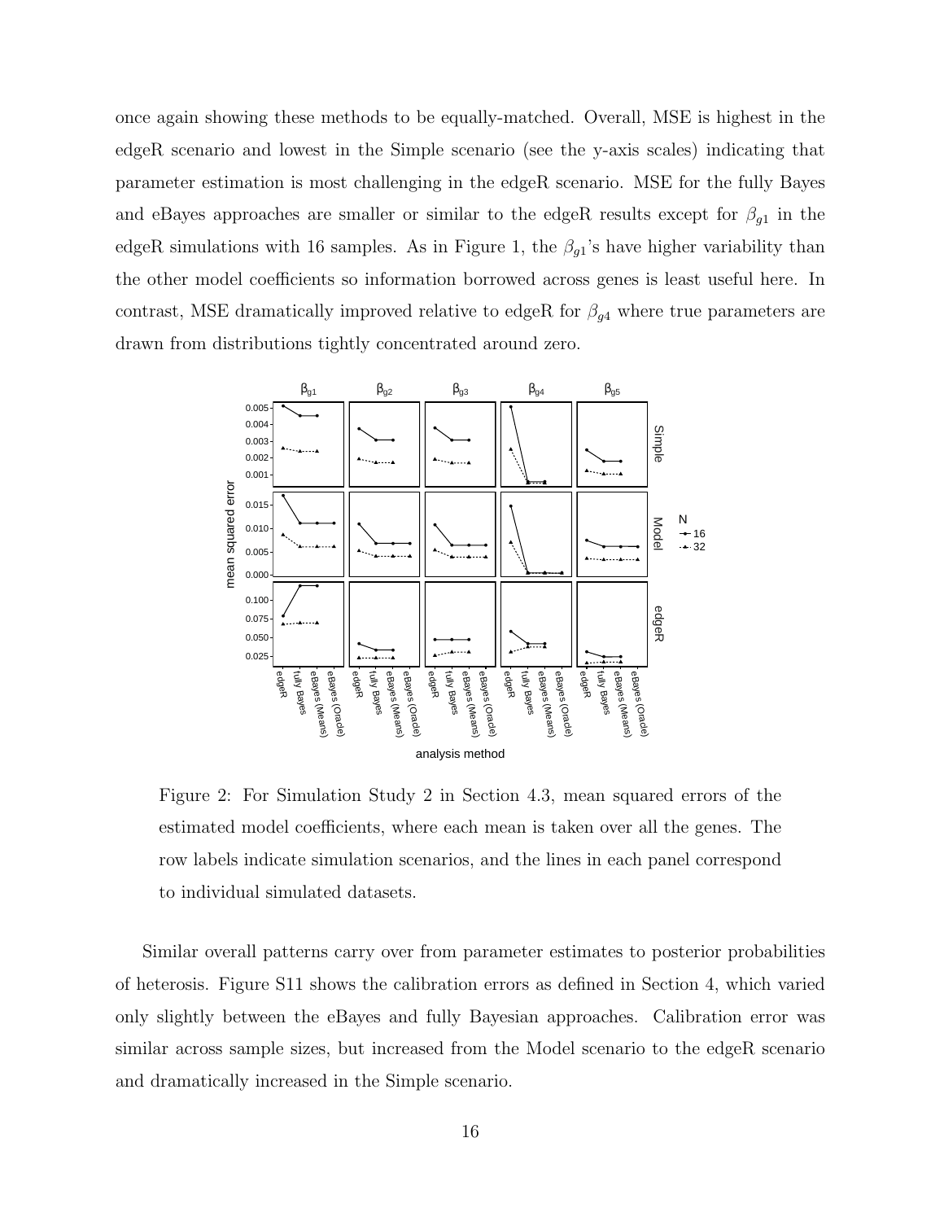once again showing these methods to be equally-matched. Overall, MSE is highest in the edgeR scenario and lowest in the Simple scenario (see the y-axis scales) indicating that parameter estimation is most challenging in the edgeR scenario. MSE for the fully Bayes and eBayes approaches are smaller or similar to the edgeR results except for $\beta_{g1}$ in the edgeR simulations with 16 samples. As in Figure 1, the $\beta_{g1}$'s have higher variability than the other model coefficients so information borrowed across genes is least useful here. In contrast, MSE dramatically improved relative to edgeR for $\beta_{g4}$ where true parameters are drawn from distributions tightly concentrated around zero.

Figure 2: For Simulation Study 2 in Section 4.3, mean squared errors of the estimated model coefficients, where each mean is taken over all the genes. The row labels indicate simulation scenarios, and the lines in each panel correspond to individual simulated datasets.

Similar overall patterns carry over from parameter estimates to posterior probabilities of heterosis. Figure S11 shows the calibration errors as defined in Section 4, which varied only slightly between the eBayes and fully Bayesian approaches. Calibration error was similar across sample sizes, but increased from the Model scenario to the edgeR scenario and dramatically increased in the Simple scenario.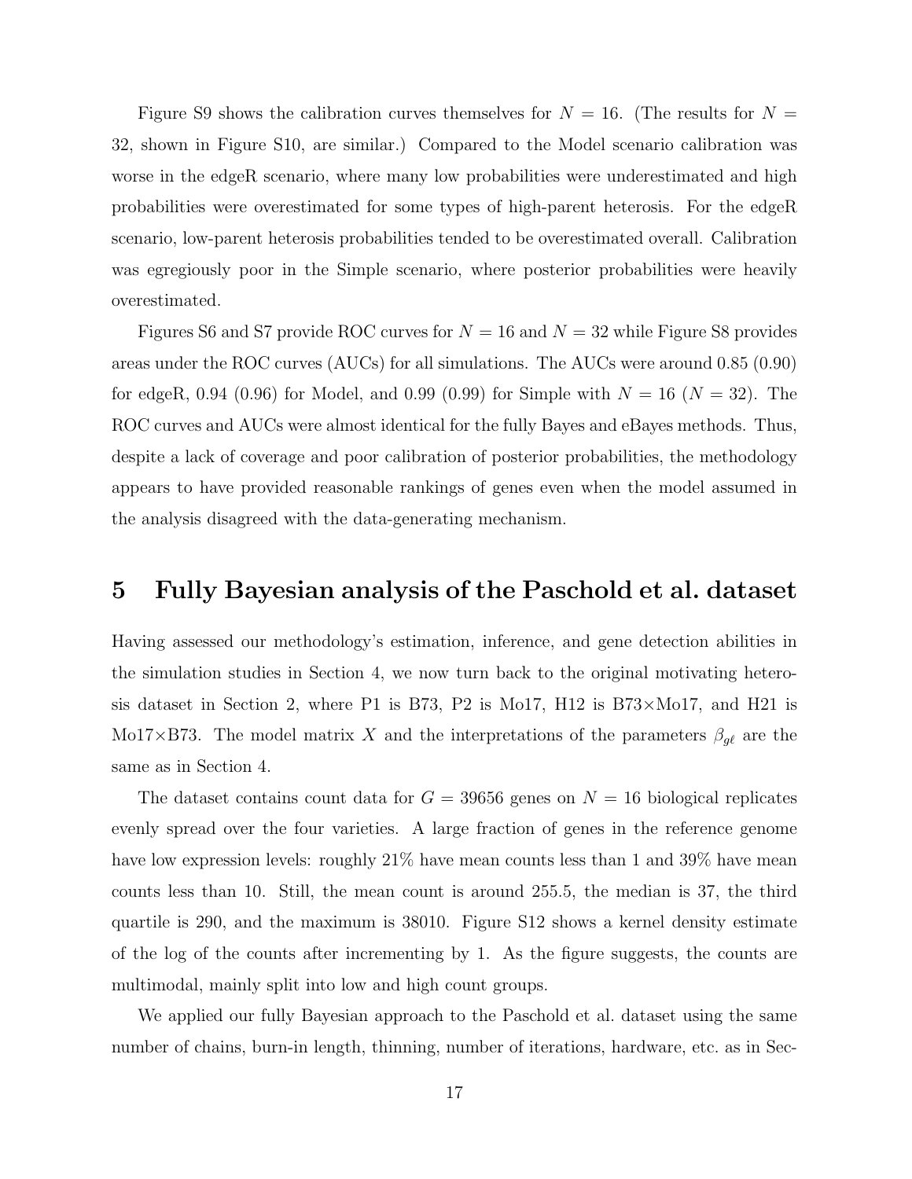Figure S9 shows the calibration curves themselves for $N = 16$. (The results for $N = 32$, shown in Figure S10, are similar.) Compared to the Model scenario calibration was worse in the edgeR scenario, where many low probabilities were underestimated and high probabilities were overestimated for some types of high-parent heterosis. For the edgeR scenario, low-parent heterosis probabilities tended to be overestimated overall. Calibration was egregiously poor in the Simple scenario, where posterior probabilities were heavily overestimated.

Figures S6 and S7 provide ROC curves for $N = 16$ and $N = 32$ while Figure S8 provides areas under the ROC curves (AUCs) for all simulations. The AUCs were around 0.85 (0.90) for edgeR, 0.94 (0.96) for Model, and 0.99 (0.99) for Simple with $N = 16$ ($N = 32$). The ROC curves and AUCs were almost identical for the fully Bayes and eBayes methods. Thus, despite a lack of coverage and poor calibration of posterior probabilities, the methodology appears to have provided reasonable rankings of genes even when the model assumed in the analysis disagreed with the data-generating mechanism.

# 5 Fully Bayesian analysis of the Paschold et al. dataset

Having assessed our methodology's estimation, inference, and gene detection abilities in the simulation studies in Section 4, we now turn back to the original motivating heterosis dataset in Section 2, where P1 is B73, P2 is Mo17, H12 is B73×Mo17, and H21 is Mo17×B73. The model matrix $X$ and the interpretations of the parameters $\beta_{g\ell}$ are the same as in Section 4.

The dataset contains count data for $G = 39656$ genes on $N = 16$ biological replicates evenly spread over the four varieties. A large fraction of genes in the reference genome have low expression levels: roughly 21% have mean counts less than 1 and 39% have mean counts less than 10. Still, the mean count is around 255.5, the median is 37, the third quartile is 290, and the maximum is 38010. Figure S12 shows a kernel density estimate of the log of the counts after incrementing by 1. As the figure suggests, the counts are multimodal, mainly split into low and high count groups.

We applied our fully Bayesian approach to the Paschold et al. dataset using the same number of chains, burn-in length, thinning, number of iterations, hardware, etc. as in Sec-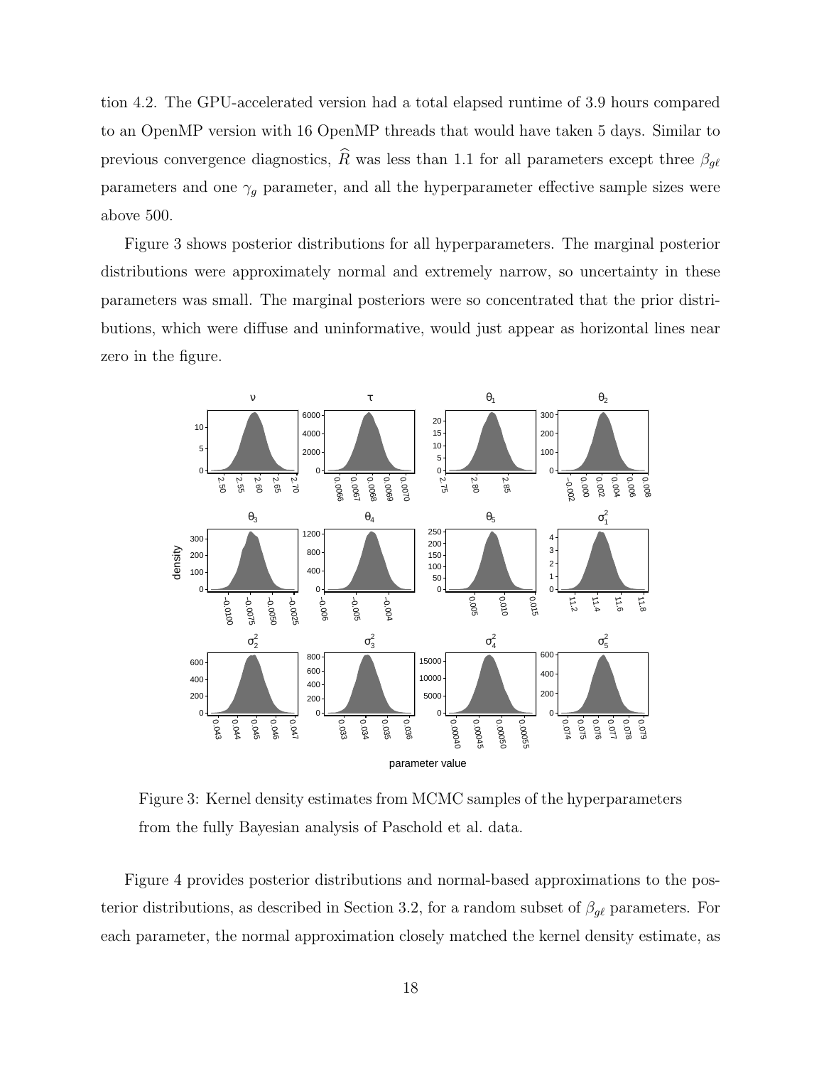tion 4.2. The GPU-accelerated version had a total elapsed runtime of 3.9 hours compared to an OpenMP version with 16 OpenMP threads that would have taken 5 days. Similar to previous convergence diagnostics, $\widehat{R}$ was less than 1.1 for all parameters except three $\beta_{g\ell}$ parameters and one $\gamma_g$ parameter, and all the hyperparameter effective sample sizes were above 500.

Figure 3 shows posterior distributions for all hyperparameters. The marginal posterior distributions were approximately normal and extremely narrow, so uncertainty in these parameters was small. The marginal posteriors were so concentrated that the prior distributions, which were diffuse and uninformative, would just appear as horizontal lines near zero in the figure.

Figure 3: Kernel density estimates from MCMC samples of the hyperparameters from the fully Bayesian analysis of Paschold et al. data.

Figure 4 provides posterior distributions and normal-based approximations to the posterior distributions, as described in Section 3.2, for a random subset of $\beta_{g\ell}$ parameters. For each parameter, the normal approximation closely matched the kernel density estimate, as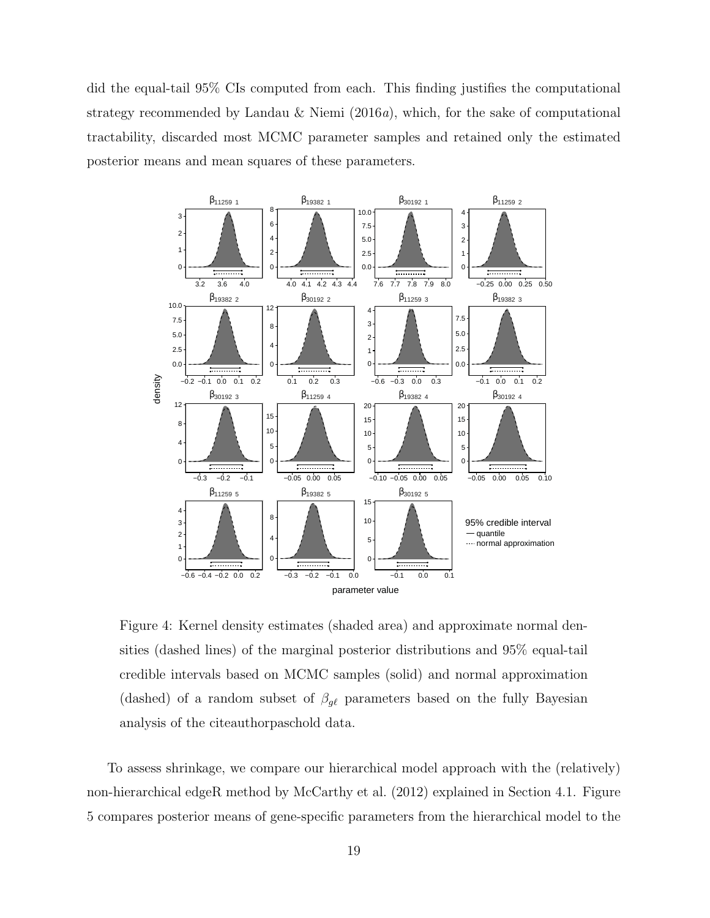did the equal-tail 95% CIs computed from each. This finding justifies the computational strategy recommended by Landau & Niemi (2016*a*), which, for the sake of computational tractability, discarded most MCMC parameter samples and retained only the estimated posterior means and mean squares of these parameters.

Figure 4: Kernel density estimates (shaded area) and approximate normal densities (dashed lines) of the marginal posterior distributions and 95% equal-tail credible intervals based on MCMC samples (solid) and normal approximation (dashed) of a random subset of $\beta_{g\ell}$ parameters based on the fully Bayesian analysis of the citeauthorpaschold data.

To assess shrinkage, we compare our hierarchical model approach with the (relatively) non-hierarchical edgeR method by McCarthy et al. (2012) explained in Section 4.1. Figure 5 compares posterior means of gene-specific parameters from the hierarchical model to the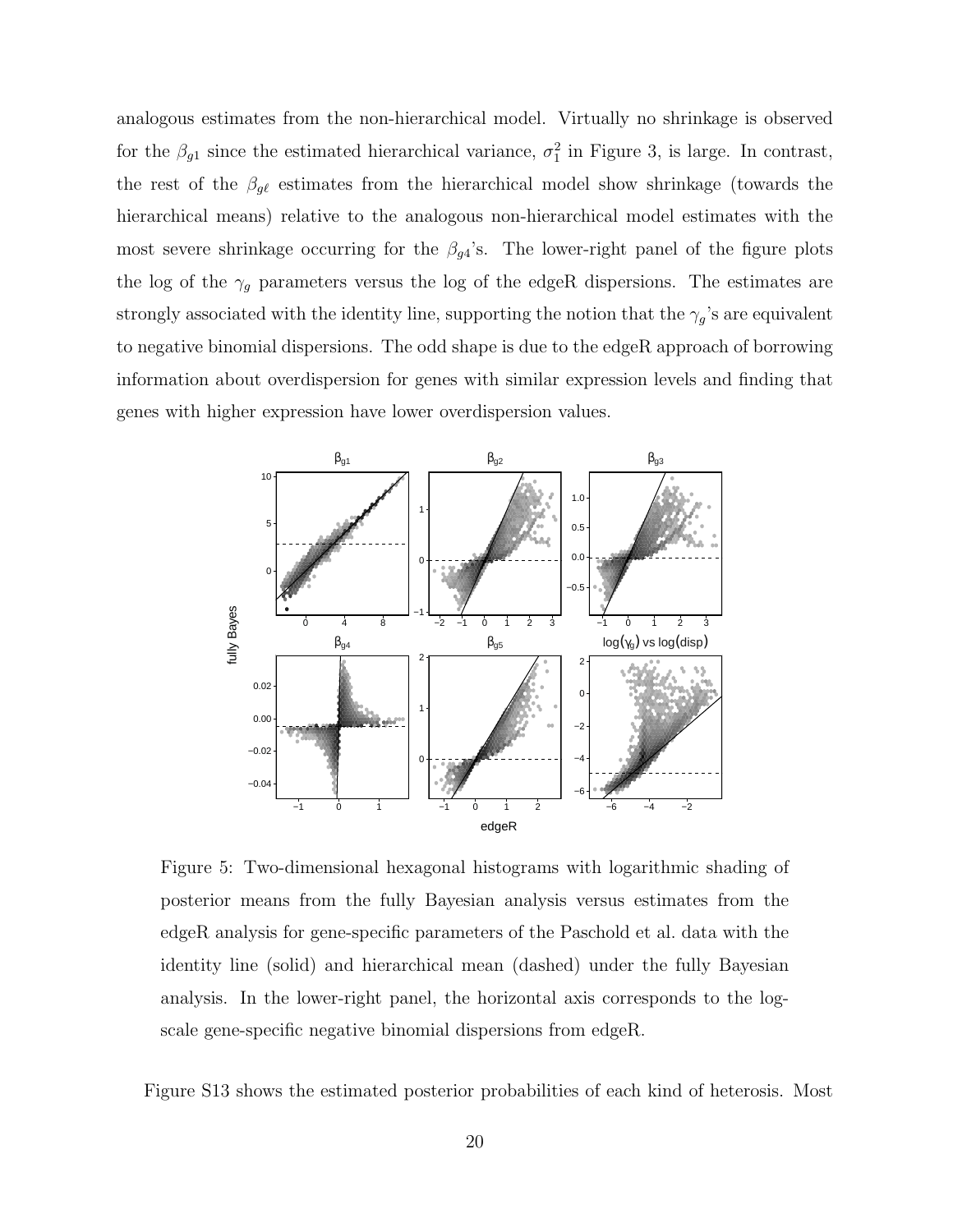analogous estimates from the non-hierarchical model. Virtually no shrinkage is observed for the $\beta_{g1}$ since the estimated hierarchical variance, $\sigma_1^2$ in Figure 3, is large. In contrast, the rest of the $\beta_{g\ell}$ estimates from the hierarchical model show shrinkage (towards the hierarchical means) relative to the analogous non-hierarchical model estimates with the most severe shrinkage occurring for the $\beta_{g4}$'s. The lower-right panel of the figure plots the log of the $\gamma_g$ parameters versus the log of the edgeR dispersions. The estimates are strongly associated with the identity line, supporting the notion that the $\gamma_g$'s are equivalent to negative binomial dispersions. The odd shape is due to the edgeR approach of borrowing information about overdispersion for genes with similar expression levels and finding that genes with higher expression have lower overdispersion values.

Figure 5: Two-dimensional hexagonal histograms with logarithmic shading of posterior means from the fully Bayesian analysis versus estimates from the edgeR analysis for gene-specific parameters of the Paschold et al. data with the identity line (solid) and hierarchical mean (dashed) under the fully Bayesian analysis. In the lower-right panel, the horizontal axis corresponds to the log-scale gene-specific negative binomial dispersions from edgeR.

Figure S13 shows the estimated posterior probabilities of each kind of heterosis. Most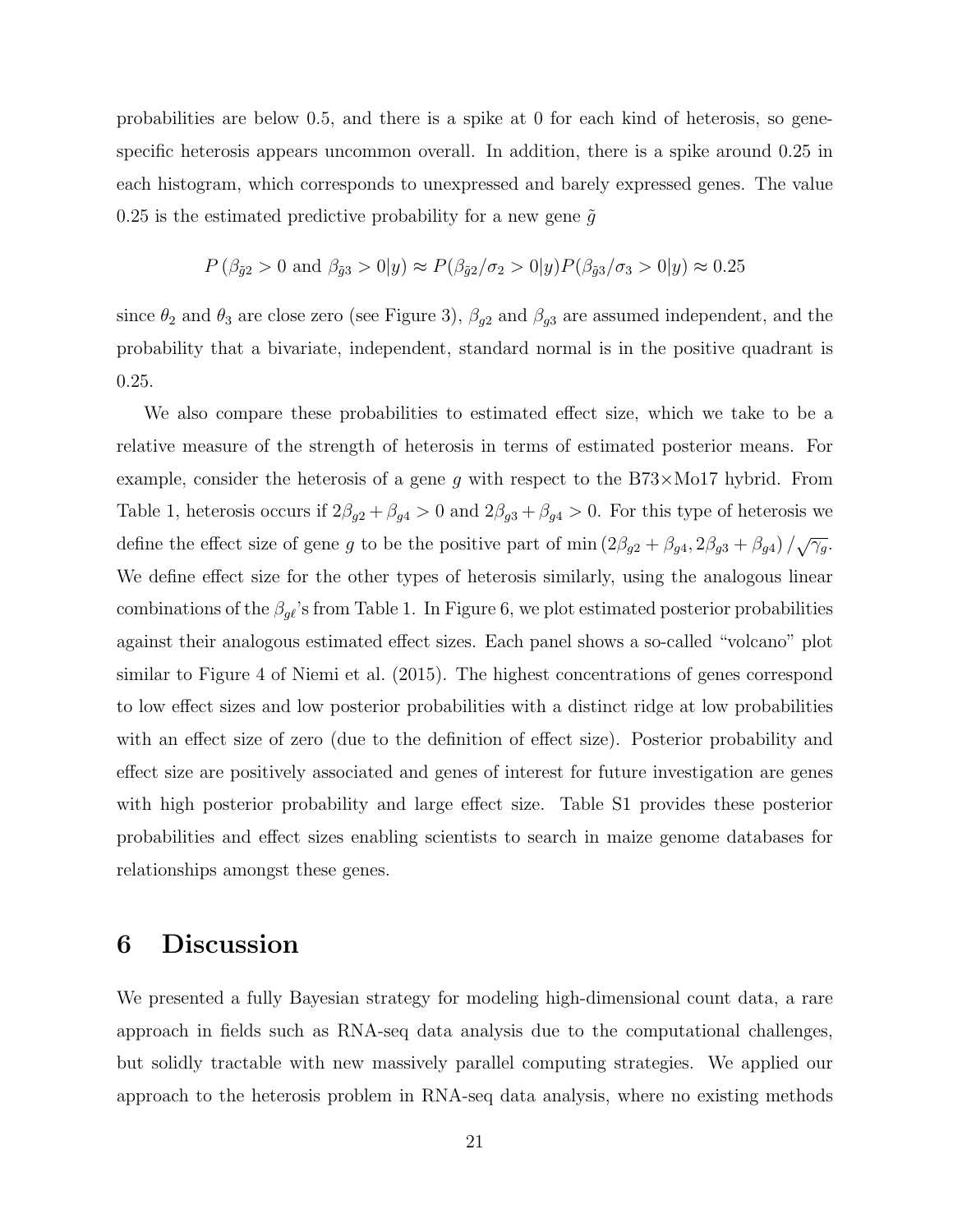probabilities are below 0.5, and there is a spike at 0 for each kind of heterosis, so gene-specific heterosis appears uncommon overall. In addition, there is a spike around 0.25 in each histogram, which corresponds to unexpressed and barely expressed genes. The value 0.25 is the estimated predictive probability for a new gene $\tilde{g}$

$$P\left(\beta_{\tilde{g}2} > 0 \text{ and } \beta_{\tilde{g}3} > 0|y\right) \approx P(\beta_{\tilde{g}2}/\sigma_2 > 0|y)P(\beta_{\tilde{g}3}/\sigma_3 > 0|y) \approx 0.25$$

since $\theta_2$ and $\theta_3$ are close zero (see Figure 3), $\beta_{g2}$ and $\beta_{g3}$ are assumed independent, and the probability that a bivariate, independent, standard normal is in the positive quadrant is 0.25.

We also compare these probabilities to estimated effect size, which we take to be a relative measure of the strength of heterosis in terms of estimated posterior means. For example, consider the heterosis of a gene $g$ with respect to the B73×Mo17 hybrid. From Table 1, heterosis occurs if $2\beta_{g2} + \beta_{g4} > 0$ and $2\beta_{g3} + \beta_{g4} > 0$. For this type of heterosis we define the effect size of gene $g$ to be the positive part of $\min\left(2\beta_{g2} + \beta_{g4}, 2\beta_{g3} + \beta_{g4}\right)/\sqrt{\gamma_g}$. We define effect size for the other types of heterosis similarly, using the analogous linear combinations of the $\beta_{g\ell}$'s from Table 1. In Figure 6, we plot estimated posterior probabilities against their analogous estimated effect sizes. Each panel shows a so-called "volcano" plot similar to Figure 4 of Niemi et al. (2015). The highest concentrations of genes correspond to low effect sizes and low posterior probabilities with a distinct ridge at low probabilities with an effect size of zero (due to the definition of effect size). Posterior probability and effect size are positively associated and genes of interest for future investigation are genes with high posterior probability and large effect size. Table S1 provides these posterior probabilities and effect sizes enabling scientists to search in maize genome databases for relationships amongst these genes.

# 6 Discussion

We presented a fully Bayesian strategy for modeling high-dimensional count data, a rare approach in fields such as RNA-seq data analysis due to the computational challenges, but solidly tractable with new massively parallel computing strategies. We applied our approach to the heterosis problem in RNA-seq data analysis, where no existing methods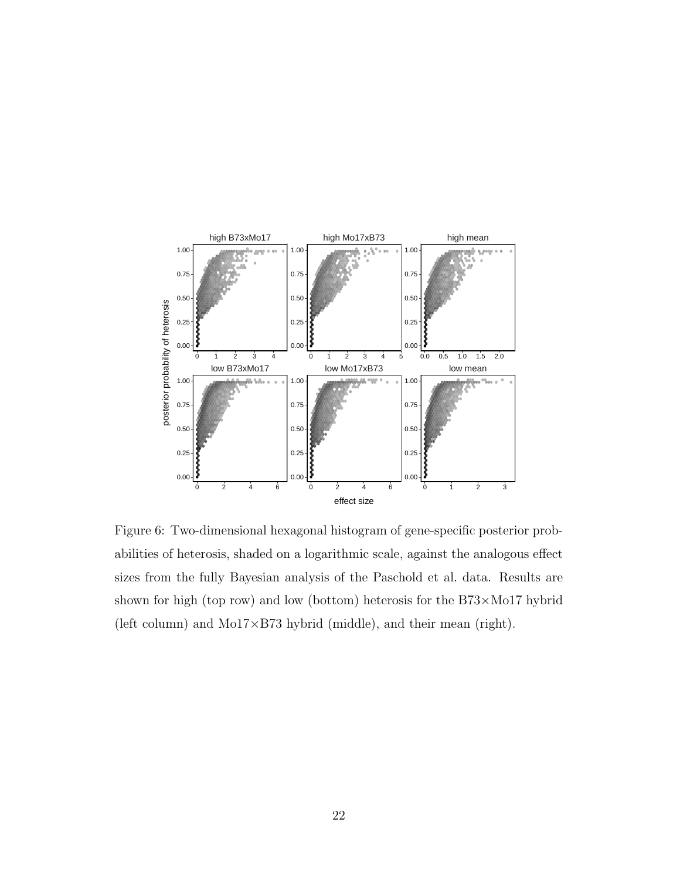Figure 6: Two-dimensional hexagonal histogram of gene-specific posterior probabilities of heterosis, shaded on a logarithmic scale, against the analogous effect sizes from the fully Bayesian analysis of the Paschold et al. data. Results are shown for high (top row) and low (bottom) heterosis for the B73×Mo17 hybrid (left column) and Mo17×B73 hybrid (middle), and their mean (right).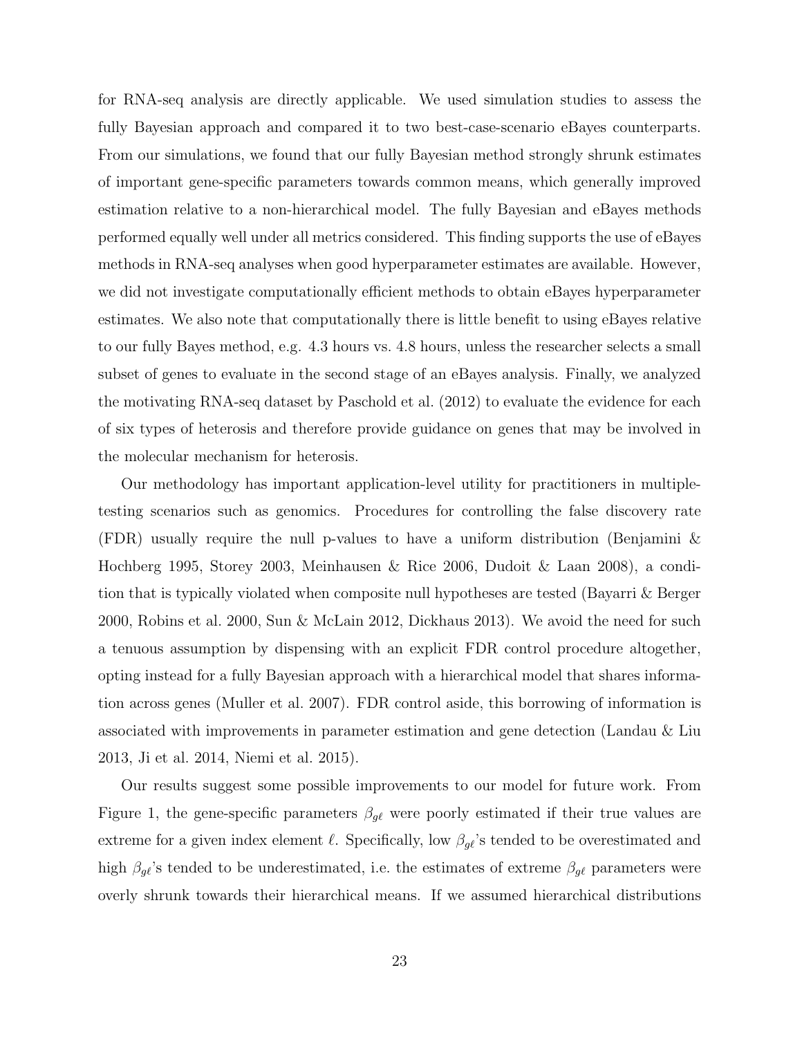for RNA-seq analysis are directly applicable. We used simulation studies to assess the fully Bayesian approach and compared it to two best-case-scenario eBayes counterparts. From our simulations, we found that our fully Bayesian method strongly shrunk estimates of important gene-specific parameters towards common means, which generally improved estimation relative to a non-hierarchical model. The fully Bayesian and eBayes methods performed equally well under all metrics considered. This finding supports the use of eBayes methods in RNA-seq analyses when good hyperparameter estimates are available. However, we did not investigate computationally efficient methods to obtain eBayes hyperparameter estimates. We also note that computationally there is little benefit to using eBayes relative to our fully Bayes method, e.g. 4.3 hours vs. 4.8 hours, unless the researcher selects a small subset of genes to evaluate in the second stage of an eBayes analysis. Finally, we analyzed the motivating RNA-seq dataset by Paschold et al. (2012) to evaluate the evidence for each of six types of heterosis and therefore provide guidance on genes that may be involved in the molecular mechanism for heterosis.

Our methodology has important application-level utility for practitioners in multiple-testing scenarios such as genomics. Procedures for controlling the false discovery rate (FDR) usually require the null p-values to have a uniform distribution (Benjamini & Hochberg 1995, Storey 2003, Meinhausen & Rice 2006, Dudoit & Laan 2008), a condition that is typically violated when composite null hypotheses are tested (Bayarri & Berger 2000, Robins et al. 2000, Sun & McLain 2012, Dickhaus 2013). We avoid the need for such a tenuous assumption by dispensing with an explicit FDR control procedure altogether, opting instead for a fully Bayesian approach with a hierarchical model that shares information across genes (Muller et al. 2007). FDR control aside, this borrowing of information is associated with improvements in parameter estimation and gene detection (Landau & Liu 2013, Ji et al. 2014, Niemi et al. 2015).

Our results suggest some possible improvements to our model for future work. From Figure 1, the gene-specific parameters $\beta_{g\ell}$ were poorly estimated if their true values are extreme for a given index element $\ell$. Specifically, low $\beta_{g\ell}$'s tended to be overestimated and high $\beta_{g\ell}$'s tended to be underestimated, i.e. the estimates of extreme $\beta_{g\ell}$ parameters were overly shrunk towards their hierarchical means. If we assumed hierarchical distributions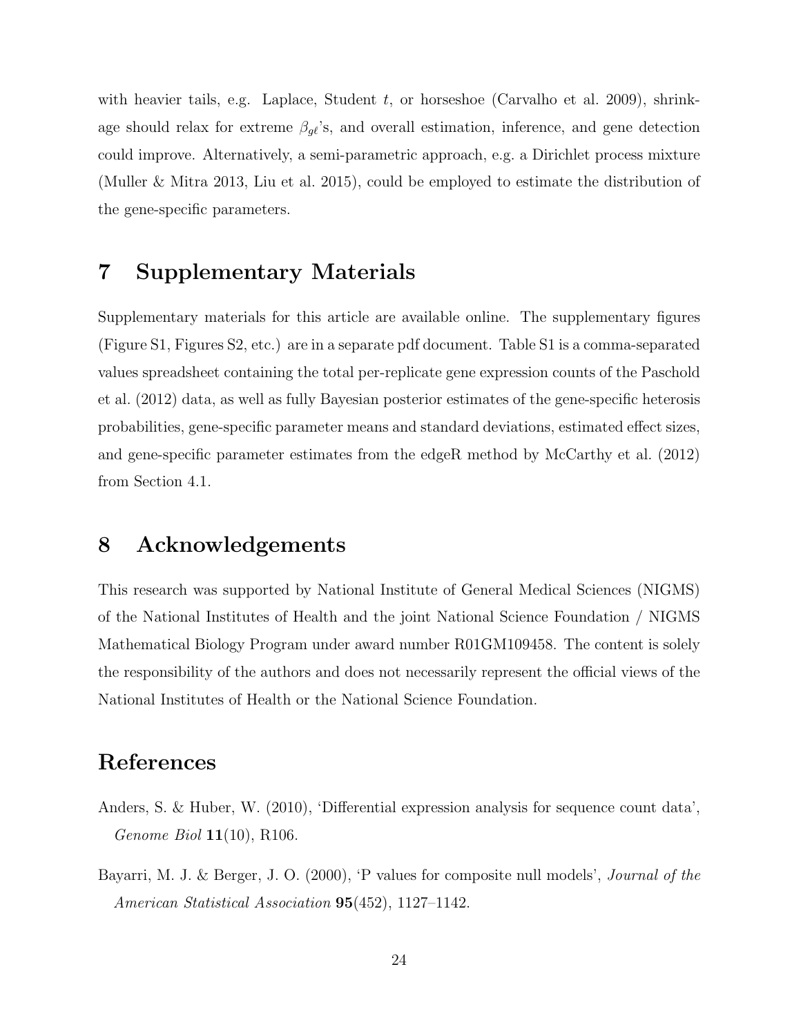with heavier tails, e.g. Laplace, Student $t$, or horseshoe (Carvalho et al. 2009), shrinkage should relax for extreme $\beta_{g\ell}$'s, and overall estimation, inference, and gene detection could improve. Alternatively, a semi-parametric approach, e.g. a Dirichlet process mixture (Muller & Mitra 2013, Liu et al. 2015), could be employed to estimate the distribution of the gene-specific parameters.

## 7 Supplementary Materials

Supplementary materials for this article are available online. The supplementary figures (Figure S1, Figures S2, etc.) are in a separate pdf document. Table S1 is a comma-separated values spreadsheet containing the total per-replicate gene expression counts of the Paschold et al. (2012) data, as well as fully Bayesian posterior estimates of the gene-specific heterosis probabilities, gene-specific parameter means and standard deviations, estimated effect sizes, and gene-specific parameter estimates from the edgeR method by McCarthy et al. (2012) from Section 4.1.

## 8 Acknowledgements

This research was supported by National Institute of General Medical Sciences (NIGMS) of the National Institutes of Health and the joint National Science Foundation / NIGMS Mathematical Biology Program under award number R01GM109458. The content is solely the responsibility of the authors and does not necessarily represent the official views of the National Institutes of Health or the National Science Foundation.

## References

Anders, S. & Huber, W. (2010), 'Differential expression analysis for sequence count data', *Genome Biol* **11**(10), R106.

Bayarri, M. J. & Berger, J. O. (2000), 'P values for composite null models', *Journal of the American Statistical Association* **95**(452), 1127–1142.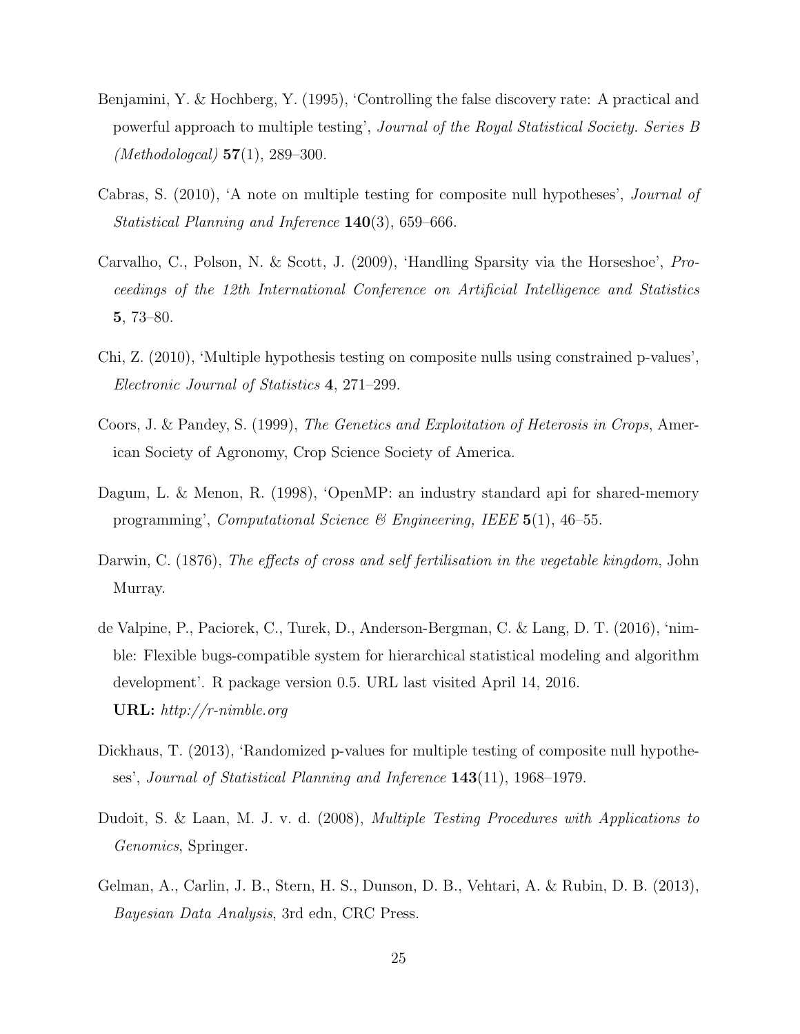Benjamini, Y. & Hochberg, Y. (1995), 'Controlling the false discovery rate: A practical and powerful approach to multiple testing', *Journal of the Royal Statistical Society. Series B (Methodologcal)* **57**(1), 289–300.

Cabras, S. (2010), 'A note on multiple testing for composite null hypotheses', *Journal of Statistical Planning and Inference* **140**(3), 659–666.

Carvalho, C., Polson, N. & Scott, J. (2009), 'Handling Sparsity via the Horseshoe', *Proceedings of the 12th International Conference on Artificial Intelligence and Statistics* **5**, 73–80.

Chi, Z. (2010), 'Multiple hypothesis testing on composite nulls using constrained p-values', *Electronic Journal of Statistics* **4**, 271–299.

Coors, J. & Pandey, S. (1999), *The Genetics and Exploitation of Heterosis in Crops*, American Society of Agronomy, Crop Science Society of America.

Dagum, L. & Menon, R. (1998), 'OpenMP: an industry standard api for shared-memory programming', *Computational Science & Engineering, IEEE* **5**(1), 46–55.

Darwin, C. (1876), *The effects of cross and self fertilisation in the vegetable kingdom*, John Murray.

de Valpine, P., Paciorek, C., Turek, D., Anderson-Bergman, C. & Lang, D. T. (2016), 'nimble: Flexible bugs-compatible system for hierarchical statistical modeling and algorithm development'. R package version 0.5. URL last visited April 14, 2016.
**URL:** *http://r-nimble.org*

Dickhaus, T. (2013), 'Randomized p-values for multiple testing of composite null hypotheses', *Journal of Statistical Planning and Inference* **143**(11), 1968–1979.

Dudoit, S. & Laan, M. J. v. d. (2008), *Multiple Testing Procedures with Applications to Genomics*, Springer.

Gelman, A., Carlin, J. B., Stern, H. S., Dunson, D. B., Vehtari, A. & Rubin, D. B. (2013), *Bayesian Data Analysis*, 3rd edn, CRC Press.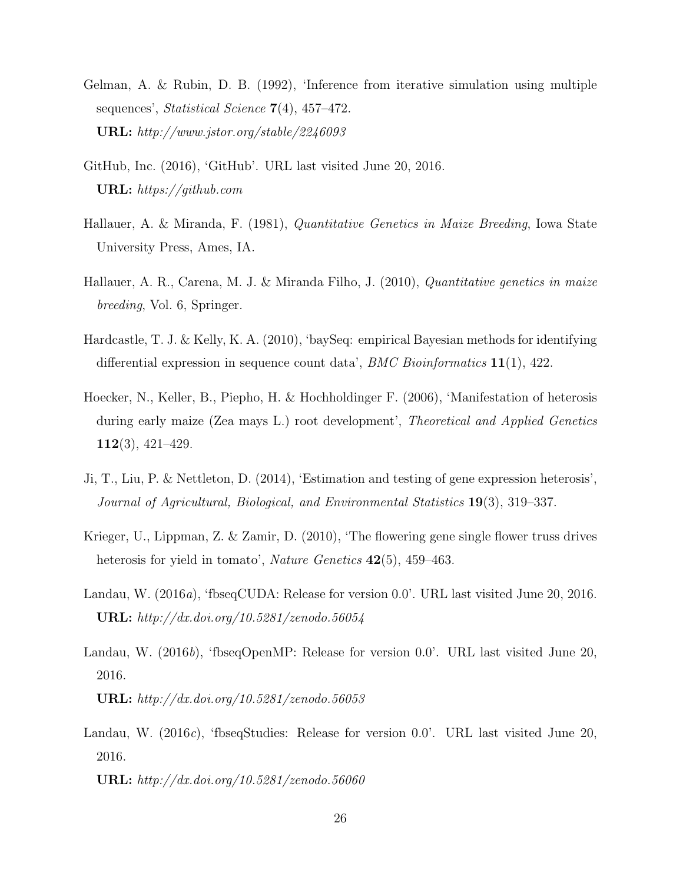Gelman, A. & Rubin, D. B. (1992), 'Inference from iterative simulation using multiple sequences', *Statistical Science* **7**(4), 457–472.
**URL:** *http://www.jstor.org/stable/2246093*

GitHub, Inc. (2016), 'GitHub'. URL last visited June 20, 2016.
**URL:** *https://github.com*

Hallauer, A. & Miranda, F. (1981), *Quantitative Genetics in Maize Breeding*, Iowa State University Press, Ames, IA.

Hallauer, A. R., Carena, M. J. & Miranda Filho, J. (2010), *Quantitative genetics in maize breeding*, Vol. 6, Springer.

Hardcastle, T. J. & Kelly, K. A. (2010), 'baySeq: empirical Bayesian methods for identifying differential expression in sequence count data', *BMC Bioinformatics* **11**(1), 422.

Hoecker, N., Keller, B., Piepho, H. & Hochholdinger F. (2006), 'Manifestation of heterosis during early maize (Zea mays L.) root development', *Theoretical and Applied Genetics* **112**(3), 421–429.

Ji, T., Liu, P. & Nettleton, D. (2014), 'Estimation and testing of gene expression heterosis', *Journal of Agricultural, Biological, and Environmental Statistics* **19**(3), 319–337.

Krieger, U., Lippman, Z. & Zamir, D. (2010), 'The flowering gene single flower truss drives heterosis for yield in tomato', *Nature Genetics* **42**(5), 459–463.

Landau, W. (2016*a*), 'fbseqCUDA: Release for version 0.0'. URL last visited June 20, 2016.
**URL:** *http://dx.doi.org/10.5281/zenodo.56054*

Landau, W. (2016*b*), 'fbseqOpenMP: Release for version 0.0'. URL last visited June 20, 2016.
**URL:** *http://dx.doi.org/10.5281/zenodo.56053*

Landau, W. (2016*c*), 'fbseqStudies: Release for version 0.0'. URL last visited June 20, 2016.
**URL:** *http://dx.doi.org/10.5281/zenodo.56060*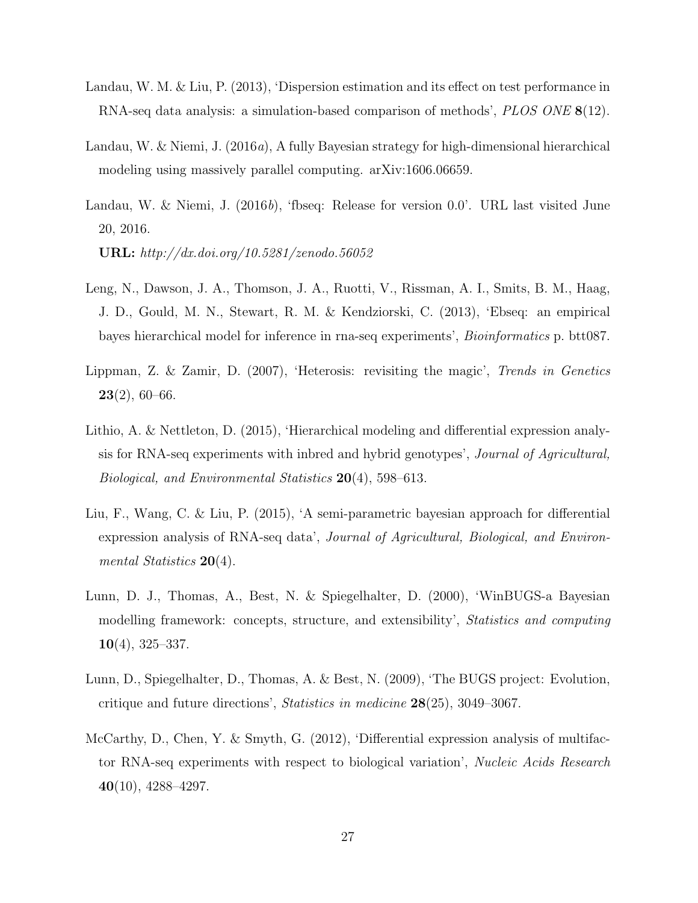Landau, W. M. & Liu, P. (2013), 'Dispersion estimation and its effect on test performance in RNA-seq data analysis: a simulation-based comparison of methods', *PLOS ONE* **8**(12).

Landau, W. & Niemi, J. (2016*a*), A fully Bayesian strategy for high-dimensional hierarchical modeling using massively parallel computing. arXiv:1606.06659.

Landau, W. & Niemi, J. (2016*b*), 'fbseq: Release for version 0.0'. URL last visited June 20, 2016.
**URL:** *http://dx.doi.org/10.5281/zenodo.56052*

Leng, N., Dawson, J. A., Thomson, J. A., Ruotti, V., Rissman, A. I., Smits, B. M., Haag, J. D., Gould, M. N., Stewart, R. M. & Kendziorski, C. (2013), 'Ebseq: an empirical bayes hierarchical model for inference in rna-seq experiments', *Bioinformatics* p. btt087.

Lippman, Z. & Zamir, D. (2007), 'Heterosis: revisiting the magic', *Trends in Genetics* **23**(2), 60–66.

Lithio, A. & Nettleton, D. (2015), 'Hierarchical modeling and differential expression analysis for RNA-seq experiments with inbred and hybrid genotypes', *Journal of Agricultural, Biological, and Environmental Statistics* **20**(4), 598–613.

Liu, F., Wang, C. & Liu, P. (2015), 'A semi-parametric bayesian approach for differential expression analysis of RNA-seq data', *Journal of Agricultural, Biological, and Environmental Statistics* **20**(4).

Lunn, D. J., Thomas, A., Best, N. & Spiegelhalter, D. (2000), 'WinBUGS-a Bayesian modelling framework: concepts, structure, and extensibility', *Statistics and computing* **10**(4), 325–337.

Lunn, D., Spiegelhalter, D., Thomas, A. & Best, N. (2009), 'The BUGS project: Evolution, critique and future directions', *Statistics in medicine* **28**(25), 3049–3067.

McCarthy, D., Chen, Y. & Smyth, G. (2012), 'Differential expression analysis of multifactor RNA-seq experiments with respect to biological variation', *Nucleic Acids Research* **40**(10), 4288–4297.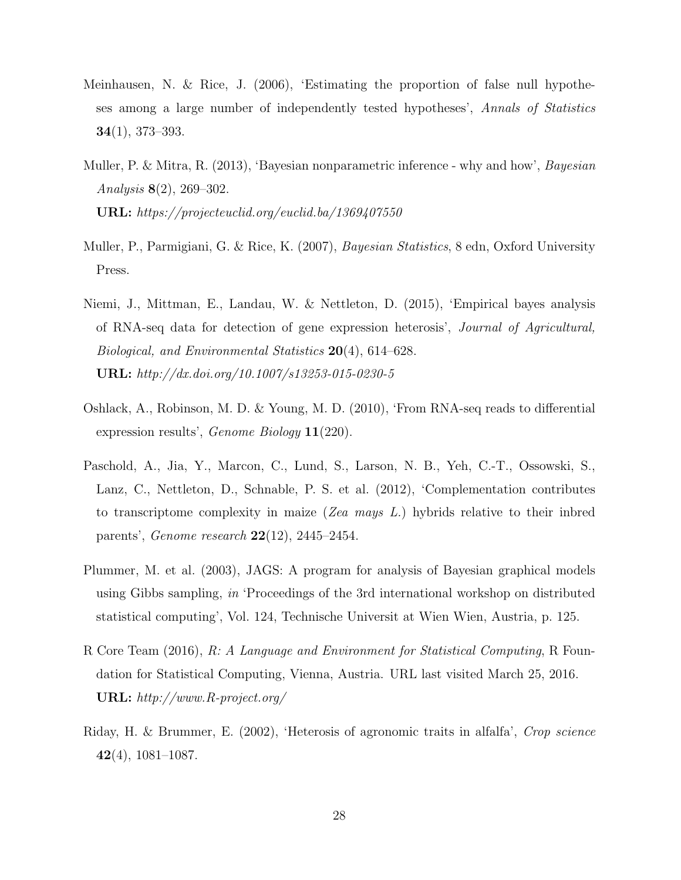Meinhausen, N. & Rice, J. (2006), 'Estimating the proportion of false null hypotheses among a large number of independently tested hypotheses', *Annals of Statistics* **34**(1), 373–393.

Muller, P. & Mitra, R. (2013), 'Bayesian nonparametric inference - why and how', *Bayesian Analysis* **8**(2), 269–302.
**URL:** *https://projecteuclid.org/euclid.ba/1369407550*

Muller, P., Parmigiani, G. & Rice, K. (2007), *Bayesian Statistics*, 8 edn, Oxford University Press.

Niemi, J., Mittman, E., Landau, W. & Nettleton, D. (2015), 'Empirical bayes analysis of RNA-seq data for detection of gene expression heterosis', *Journal of Agricultural, Biological, and Environmental Statistics* **20**(4), 614–628.
**URL:** *http://dx.doi.org/10.1007/s13253-015-0230-5*

Oshlack, A., Robinson, M. D. & Young, M. D. (2010), 'From RNA-seq reads to differential expression results', *Genome Biology* **11**(220).

Paschold, A., Jia, Y., Marcon, C., Lund, S., Larson, N. B., Yeh, C.-T., Ossowski, S., Lanz, C., Nettleton, D., Schnable, P. S. et al. (2012), 'Complementation contributes to transcriptome complexity in maize (*Zea mays L.*) hybrids relative to their inbred parents', *Genome research* **22**(12), 2445–2454.

Plummer, M. et al. (2003), JAGS: A program for analysis of Bayesian graphical models using Gibbs sampling, *in* 'Proceedings of the 3rd international workshop on distributed statistical computing', Vol. 124, Technische Universit at Wien Wien, Austria, p. 125.

R Core Team (2016), *R: A Language and Environment for Statistical Computing*, R Foundation for Statistical Computing, Vienna, Austria. URL last visited March 25, 2016.
**URL:** *http://www.R-project.org/*

Riday, H. & Brummer, E. (2002), 'Heterosis of agronomic traits in alfalfa', *Crop science* **42**(4), 1081–1087.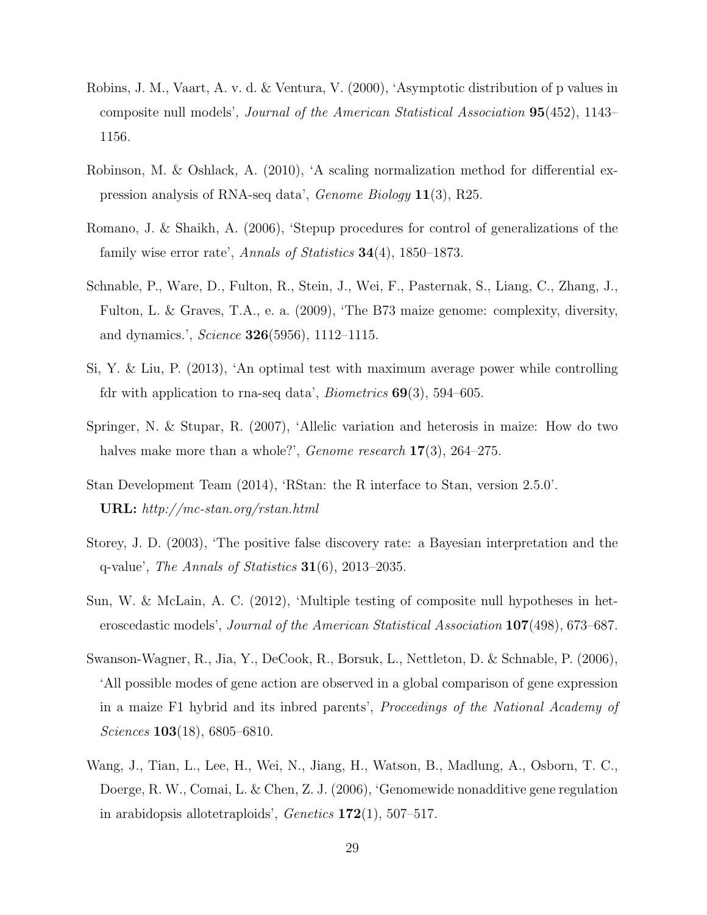Robins, J. M., Vaart, A. v. d. & Ventura, V. (2000), 'Asymptotic distribution of p values in composite null models', *Journal of the American Statistical Association* **95**(452), 1143–1156.

Robinson, M. & Oshlack, A. (2010), 'A scaling normalization method for differential expression analysis of RNA-seq data', *Genome Biology* **11**(3), R25.

Romano, J. & Shaikh, A. (2006), 'Stepup procedures for control of generalizations of the family wise error rate', *Annals of Statistics* **34**(4), 1850–1873.

Schnable, P., Ware, D., Fulton, R., Stein, J., Wei, F., Pasternak, S., Liang, C., Zhang, J., Fulton, L. & Graves, T.A., e. a. (2009), 'The B73 maize genome: complexity, diversity, and dynamics.', *Science* **326**(5956), 1112–1115.

Si, Y. & Liu, P. (2013), 'An optimal test with maximum average power while controlling fdr with application to rna-seq data', *Biometrics* **69**(3), 594–605.

Springer, N. & Stupar, R. (2007), 'Allelic variation and heterosis in maize: How do two halves make more than a whole?', *Genome research* **17**(3), 264–275.

Stan Development Team (2014), 'RStan: the R interface to Stan, version 2.5.0'.
**URL:** *http://mc-stan.org/rstan.html*

Storey, J. D. (2003), 'The positive false discovery rate: a Bayesian interpretation and the q-value', *The Annals of Statistics* **31**(6), 2013–2035.

Sun, W. & McLain, A. C. (2012), 'Multiple testing of composite null hypotheses in heteroscedastic models', *Journal of the American Statistical Association* **107**(498), 673–687.

Swanson-Wagner, R., Jia, Y., DeCook, R., Borsuk, L., Nettleton, D. & Schnable, P. (2006), 'All possible modes of gene action are observed in a global comparison of gene expression in a maize F1 hybrid and its inbred parents', *Proceedings of the National Academy of Sciences* **103**(18), 6805–6810.

Wang, J., Tian, L., Lee, H., Wei, N., Jiang, H., Watson, B., Madlung, A., Osborn, T. C., Doerge, R. W., Comai, L. & Chen, Z. J. (2006), 'Genomewide nonadditive gene regulation in arabidopsis allotetraploids', *Genetics* **172**(1), 507–517.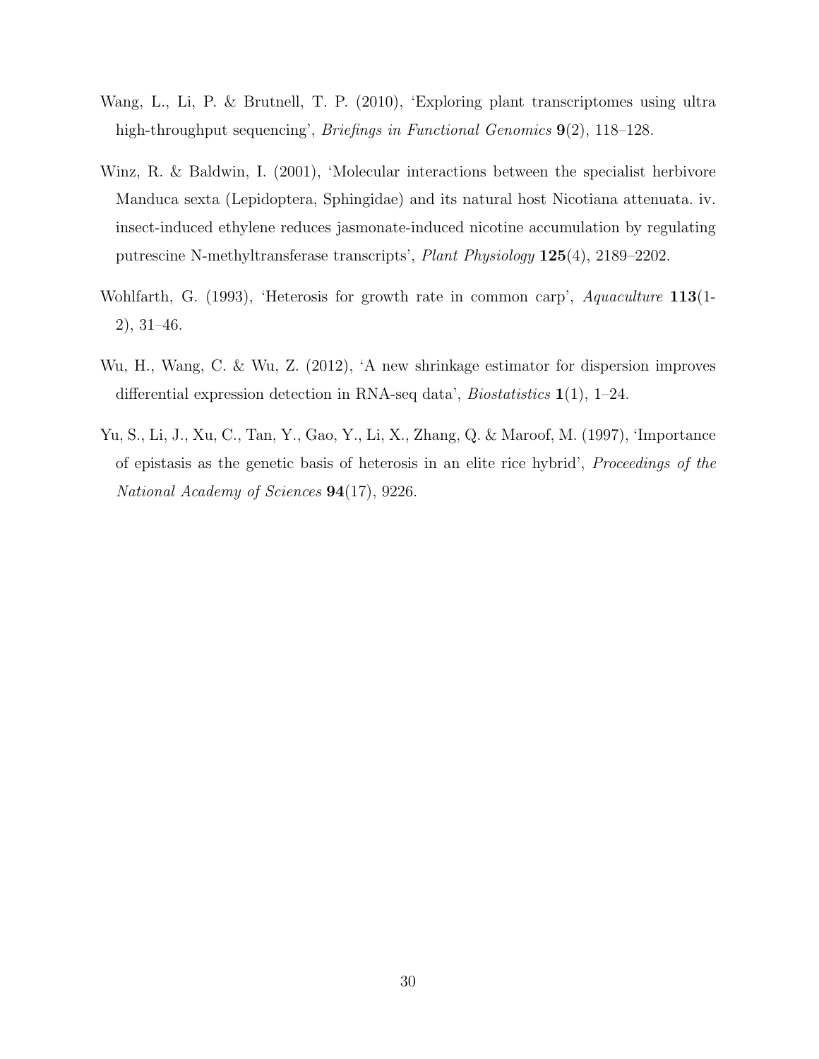Wang, L., Li, P. & Brutnell, T. P. (2010), 'Exploring plant transcriptomes using ultra high-throughput sequencing', *Briefings in Functional Genomics* **9**(2), 118–128.

Winz, R. & Baldwin, I. (2001), 'Molecular interactions between the specialist herbivore Manduca sexta (Lepidoptera, Sphingidae) and its natural host Nicotiana attenuata. iv. insect-induced ethylene reduces jasmonate-induced nicotine accumulation by regulating putrescine N-methyltransferase transcripts', *Plant Physiology* **125**(4), 2189–2202.

Wohlfarth, G. (1993), 'Heterosis for growth rate in common carp', *Aquaculture* **113**(1-2), 31–46.

Wu, H., Wang, C. & Wu, Z. (2012), 'A new shrinkage estimator for dispersion improves differential expression detection in RNA-seq data', *Biostatistics* **1**(1), 1–24.

Yu, S., Li, J., Xu, C., Tan, Y., Gao, Y., Li, X., Zhang, Q. & Maroof, M. (1997), 'Importance of epistasis as the genetic basis of heterosis in an elite rice hybrid', *Proceedings of the National Academy of Sciences* **94**(17), 9226.